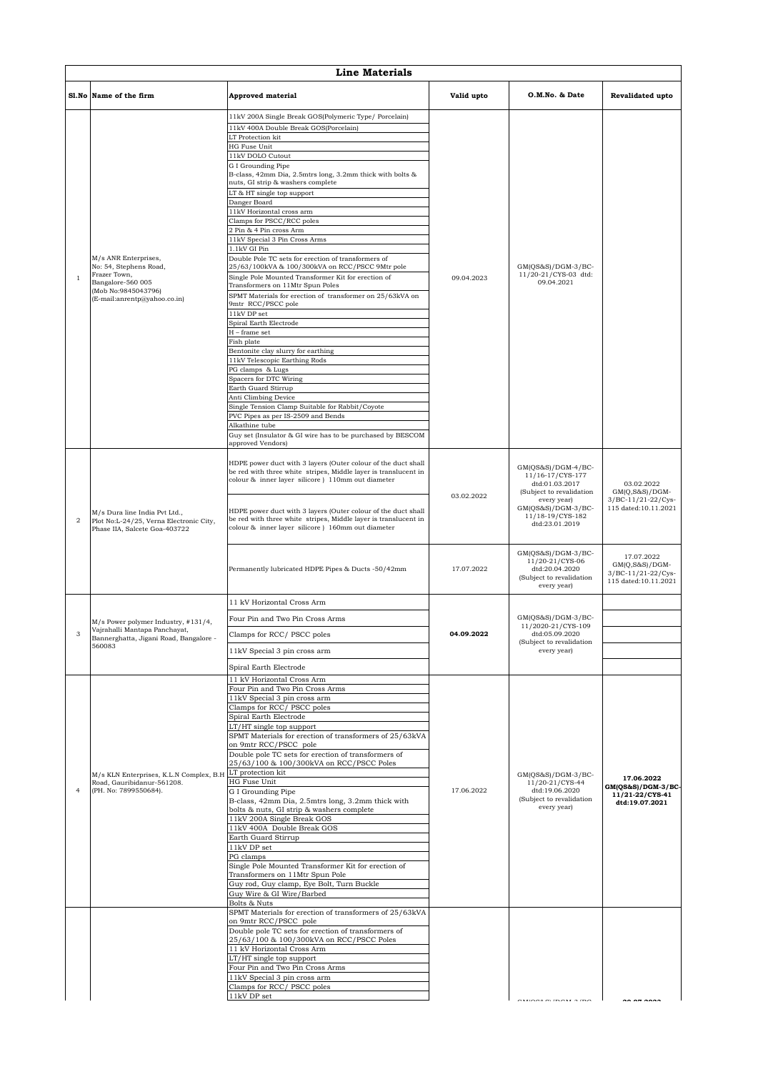# Line Materials

| Sl.No | Name of the firm | Approved material | Valid upto | O.M.No. & Date | Revalidated upto |
|---|---|---|---|---|---|
| 1 | M/s ANR Enterprises, No: 54, Stephens Road, Frazer Town, Bangalore-560 005 (Mob No:9845043796) (E-mail:anrentp@yahoo.co.in) | 11kV 200A Single Break GOS(Polymeric Type/ Porcelain) | 09.04.2023 | GM(QS&S)/DGM-3/BC-11/20-21/CYS-03 dtd: 09.04.2021 | |
| | | 11kV 400A Double Break GOS(Porcelain) | | | |
| | | LT Protection kit | | | |
| | | HG Fuse Unit | | | |
| | | 11kV DOLO Cutout | | | |
| | | G I Grounding Pipe B-class, 42mm Dia, 2.5mtrs long, 3.2mm thick with bolts & nuts, GI strip & washers complete | | | |
| | | LT & HT single top support | | | |
| | | Danger Board | | | |
| | | 11kV Horizontal cross arm | | | |
| | | Clamps for PSCC/RCC poles | | | |
| | | 2 Pin & 4 Pin cross Arm | | | |
| | | 11kV Special 3 Pin Cross Arms | | | |
| | | 1.1kV GI Pin | | | |
| | | Double Pole TC sets for erection of transformers of 25/63/100kVA & 100/300kVA on RCC/PSCC 9Mtr pole | | | |
| | | Single Pole Mounted Transformer Kit for erection of Transformers on 11Mtr Spun Poles | | | |
| | | SPMT Materials for erection of transformer on 25/63kVA on 9mtr RCC/PSCC pole | | | |
| | | 11kV DP set | | | |
| | | Spiral Earth Electrode | | | |
| | | H – frame set | | | |
| | | Fish plate | | | |
| | | Bentonite clay slurry for earthing | | | |
| | | 11kV Telescopic Earthing Rods | | | |
| | | PG clamps & Lugs | | | |
| | | Spacers for DTC Wiring | | | |
| | | Earth Guard Stirrup | | | |
| | | Anti Climbing Device | | | |
| | | Single Tension Clamp Suitable for Rabbit/Coyote | | | |
| | | PVC Pipes as per IS-2509 and Bends | | | |
| | | Alkathine tube | | | |
| | | Guy set (Insulator & GI wire has to be purchased by BESCOM approved Vendors) | | | |
| 2 | M/s Dura line India Pvt Ltd., Plot No:L-24/25, Verna Electronic City, Phase IIA, Salcete Goa-403722 | HDPE power duct with 3 layers (Outer colour of the duct shall be red with three white stripes, Middle layer is translucent in colour & inner layer silicore ) 110mm out diameter | 03.02.2022 | GM(QS&S)/DGM-4/BC-11/16-17/CYS-177 dtd:01.03.2017 (Subject to revalidation every year) GM(QS&S)/DGM-3/BC-11/18-19/CYS-182 dtd:23.01.2019 | 03.02.2022 GM(Q,S&S)/DGM-3/BC-11/21-22/Cys-115 dated:10.11.2021 |
| | | HDPE power duct with 3 layers (Outer colour of the duct shall be red with three white stripes, Middle layer is translucent in colour & inner layer silicore ) 160mm out diameter | | | |
| | | Permanently lubricated HDPE Pipes & Ducts -50/42mm | 17.07.2022 | GM(QS&S)/DGM-3/BC-11/20-21/CYS-06 dtd:20.04.2020 (Subject to revalidation every year) | 17.07.2022 GM(Q,S&S)/DGM-3/BC-11/21-22/Cys-115 dated:10.11.2021 |
| 3 | M/s Power polymer Industry, #131/4, Vajrahalli Mantapa Panchayat, Bannerghatta, Jigani Road, Bangalore - 560083 | 11 kV Horizontal Cross Arm | **04.09.2022** | GM(QS&S)/DGM-3/BC-11/2020-21/CYS-109 dtd:05.09.2020 (Subject to revalidation every year) | |
| | | Four Pin and Two Pin Cross Arms | | | |
| | | Clamps for RCC/ PSCC poles | | | |
| | | 11kV Special 3 pin cross arm | | | |
| | | Spiral Earth Electrode | | | |
| 4 | M/s KLN Enterprises, K.L.N Complex, B.H Road, Gauribidanur-561208. (PH. No: 7899550684). | 11 kV Horizontal Cross Arm | 17.06.2022 | GM(QS&S)/DGM-3/BC-11/20-21/CYS-44 dtd:19.06.2020 (Subject to revalidation every year) | **17.06.2022 GM(QS&S)/DGM-3/BC-11/21-22/CYS-41 dtd:19.07.2021** |
| | | Four Pin and Two Pin Cross Arms | | | |
| | | 11kV Special 3 pin cross arm | | | |
| | | Clamps for RCC/ PSCC poles | | | |
| | | Spiral Earth Electrode | | | |
| | | LT/HT single top support | | | |
| | | SPMT Materials for erection of transformers of 25/63kVA on 9mtr RCC/PSCC pole | | | |
| | | Double pole TC sets for erection of transformers of 25/63/100 & 100/300kVA on RCC/PSCC Poles | | | |
| | | LT protection kit | | | |
| | | HG Fuse Unit | | | |
| | | G I Grounding Pipe B-class, 42mm Dia, 2.5mtrs long, 3.2mm thick with bolts & nuts, GI strip & washers complete | | | |
| | | 11kV 200A Single Break GOS | | | |
| | | 11kV 400A Double Break GOS | | | |
| | | Earth Guard Stirrup | | | |
| | | 11kV DP set | | | |
| | | PG clamps | | | |
| | | Single Pole Mounted Transformer Kit for erection of Transformers on 11Mtr Spun Pole | | | |
| | | Guy rod, Guy clamp, Eye Bolt, Turn Buckle | | | |
| | | Guy Wire & GI Wire/Barbed | | | |
| | | Bolts & Nuts | | | |
| | | SPMT Materials for erection of transformers of 25/63kVA on 9mtr RCC/PSCC pole | | | |
| | | Double pole TC sets for erection of transformers of 25/63/100 & 100/300kVA on RCC/PSCC Poles | | | |
| | | 11 kV Horizontal Cross Arm | | | |
| | | LT/HT single top support | | | |
| | | Four Pin and Two Pin Cross Arms | | | |
| | | 11kV Special 3 pin cross arm | | | |
| | | Clamps for RCC/ PSCC poles | | | |
| | | 11kV DP set | | | |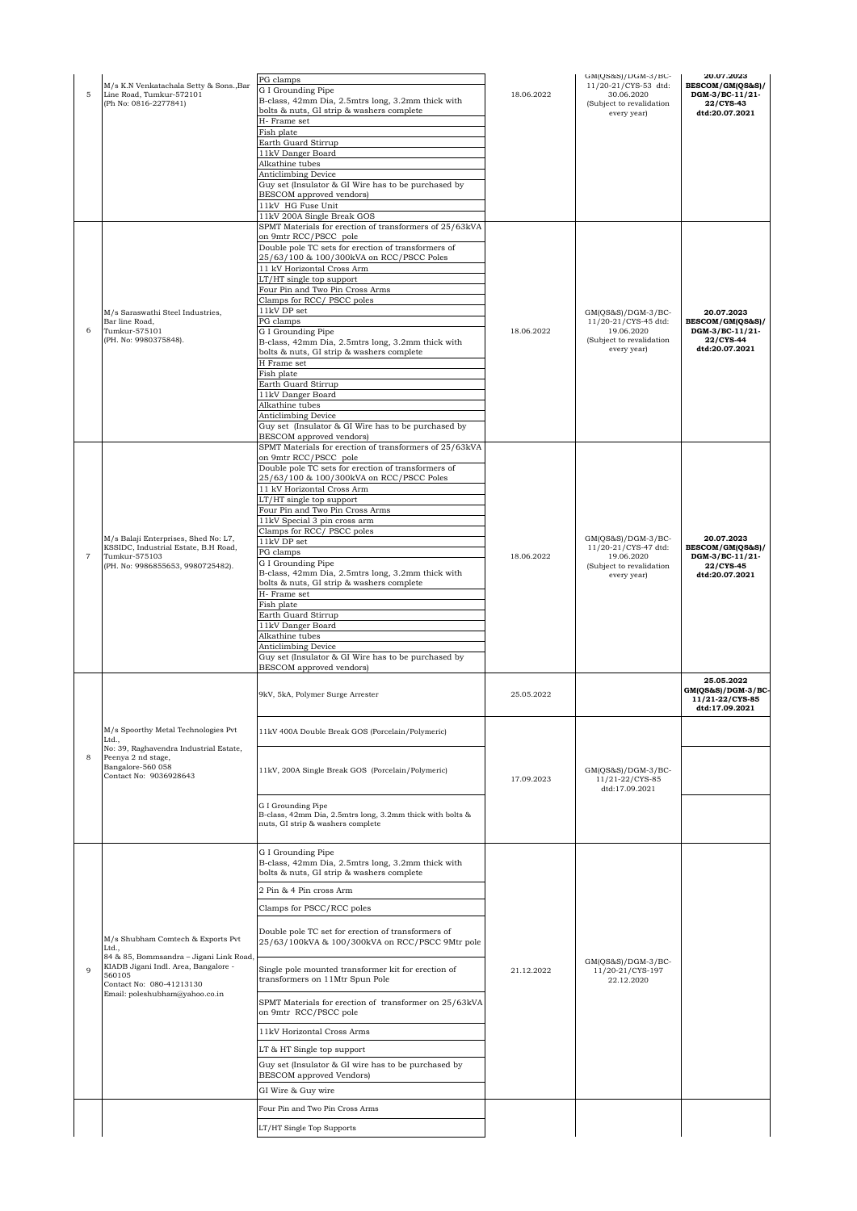| | | | | | |
|---|---|---|---|---|---|
| 5 | M/s K.N Venkatachala Setty & Sons.,Bar Line Road, Tumkur-572101 (Ph No: 0816-2277841) | PG clamps<br>G I Grounding Pipe<br>B-class, 42mm Dia, 2.5mtrs long, 3.2mm thick with bolts & nuts, GI strip & washers complete<br>H- Frame set<br>Fish plate<br>Earth Guard Stirrup<br>11kV Danger Board<br>Alkathine tubes<br>Anticlimbing Device<br>Guy set (Insulator & GI Wire has to be purchased by BESCOM approved vendors)<br>11kV HG Fuse Unit<br>11kV 200A Single Break GOS | 18.06.2022 | GM(QS&S)/DGM-3/BC-11/20-21/CYS-53 dtd: 30.06.2020 (Subject to revalidation every year) | **20.07.2023 BESCOM/GM(QS&S)/ DGM-3/BC-11/21-22/CYS-43 dtd:20.07.2021** |
| 6 | M/s Saraswathi Steel Industries, Bar line Road, Tumkur-575101 (PH. No: 9980375848). | SPMT Materials for erection of transformers of 25/63kVA on 9mtr RCC/PSCC pole<br>Double pole TC sets for erection of transformers of 25/63/100 & 100/300kVA on RCC/PSCC Poles<br>11 kV Horizontal Cross Arm<br>LT/HT single top support<br>Four Pin and Two Pin Cross Arms<br>Clamps for RCC/ PSCC poles<br>11kV DP set<br>PG clamps<br>G I Grounding Pipe<br>B-class, 42mm Dia, 2.5mtrs long, 3.2mm thick with bolts & nuts, GI strip & washers complete<br>H Frame set<br>Fish plate<br>Earth Guard Stirrup<br>11kV Danger Board<br>Alkathine tubes<br>Anticlimbing Device<br>Guy set (Insulator & GI Wire has to be purchased by BESCOM approved vendors) | 18.06.2022 | GM(QS&S)/DGM-3/BC-11/20-21/CYS-45 dtd: 19.06.2020 (Subject to revalidation every year) | **20.07.2023 BESCOM/GM(QS&S)/ DGM-3/BC-11/21-22/CYS-44 dtd:20.07.2021** |
| 7 | M/s Balaji Enterprises, Shed No: L7, KSSIDC, Industrial Estate, B.H Road, Tumkur-575103 (PH. No: 9986855653, 9980725482). | SPMT Materials for erection of transformers of 25/63kVA on 9mtr RCC/PSCC pole<br>Double pole TC sets for erection of transformers of 25/63/100 & 100/300kVA on RCC/PSCC Poles<br>11 kV Horizontal Cross Arm<br>LT/HT single top support<br>Four Pin and Two Pin Cross Arms<br>11kV Special 3 pin cross arm<br>Clamps for RCC/ PSCC poles<br>11kV DP set<br>PG clamps<br>G I Grounding Pipe<br>B-class, 42mm Dia, 2.5mtrs long, 3.2mm thick with bolts & nuts, GI strip & washers complete<br>H- Frame set<br>Fish plate<br>Earth Guard Stirrup<br>11kV Danger Board<br>Alkathine tubes<br>Anticlimbing Device<br>Guy set (Insulator & GI Wire has to be purchased by BESCOM approved vendors) | 18.06.2022 | GM(QS&S)/DGM-3/BC-11/20-21/CYS-47 dtd: 19.06.2020 (Subject to revalidation every year) | **20.07.2023 BESCOM/GM(QS&S)/ DGM-3/BC-11/21-22/CYS-45 dtd:20.07.2021** |
| 8 | M/s Spoorthy Metal Technologies Pvt Ltd., No: 39, Raghavendra Industrial Estate, Peenya 2 nd stage, Bangalore-560 058 Contact No: 9036928643 | 9kV, 5kA, Polymer Surge Arrester | 25.05.2022 | | **25.05.2022 GM(QS&S)/DGM-3/BC-11/21-22/CYS-85 dtd:17.09.2021** |
| | | 11kV 400A Double Break GOS (Porcelain/Polymeric) | 17.09.2023 | GM(QS&S)/DGM-3/BC-11/21-22/CYS-85 dtd:17.09.2021 | |
| | | 11kV, 200A Single Break GOS (Porcelain/Polymeric) | | | |
| | | G I Grounding Pipe<br>B-class, 42mm Dia, 2.5mtrs long, 3.2mm thick with bolts & nuts, GI strip & washers complete | | | |
| 9 | M/s Shubham Comtech & Exports Pvt Ltd., 84 & 85, Bommsandra – Jigani Link Road, KIADB Jigani Indl. Area, Bangalore - 560105 Contact No: 080-41213130 Email: poleshubham@yahoo.co.in | G I Grounding Pipe<br>B-class, 42mm Dia, 2.5mtrs long, 3.2mm thick with bolts & nuts, GI strip & washers complete<br>2 Pin & 4 Pin cross Arm<br>Clamps for PSCC/RCC poles<br>Double pole TC set for erection of transformers of 25/63/100kVA & 100/300kVA on RCC/PSCC 9Mtr pole<br>Single pole mounted transformer kit for erection of transformers on 11Mtr Spun Pole<br>SPMT Materials for erection of transformer on 25/63kVA on 9mtr RCC/PSCC pole<br>11kV Horizontal Cross Arms<br>LT & HT Single top support<br>Guy set (Insulator & GI wire has to be purchased by BESCOM approved Vendors)<br>GI Wire & Guy wire | 21.12.2022 | GM(QS&S)/DGM-3/BC-11/20-21/CYS-197 22.12.2020 | |
| | | Four Pin and Two Pin Cross Arms<br>LT/HT Single Top Supports | | | |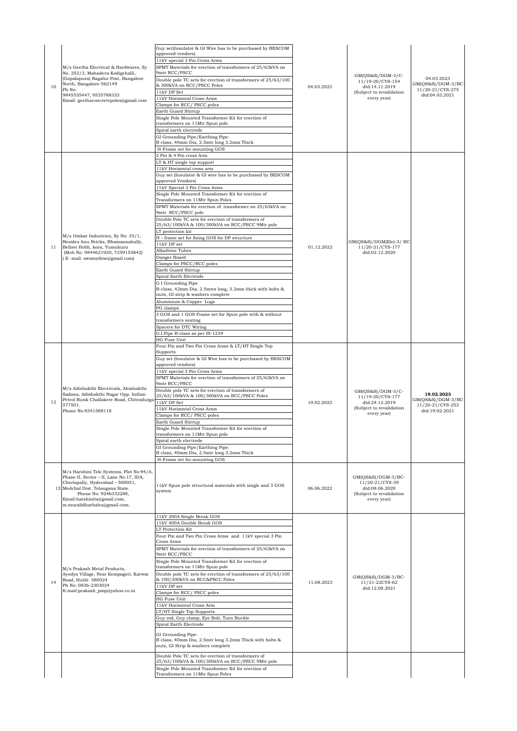| | | | | | |
|---|---|---|---|---|---|
| 10 | M/s Geetha Electrical & Hardwares, Sy No. 253/3, Mahadeva Kodigehalli, (Gopalapura) Bagalur Post, Bangalore North, Bangalore-562149<br>Ph No:<br>9845535447, 9535788333<br>Email: geethaconcretepoles@gmail.com | Guy set(Insulator & GI Wire has to be purchased by BESCOM approved vendors)<br>11kV special 3 Pin Cross Arms<br>SPMT Materials for erection of transformers of 25/63kVA on 9mtr RCC/PSCC<br>Double pole TC sets for erection of transformers of 25/63/100 & 300kVA on RCC/PSCC Poles<br>11kV DP Set<br>11kV Horizontal Cross Arms<br>Clamps for RCC/ PSCC poles<br>Earth Guard Stirrup<br>Single Pole Mounted Transformer Kit for erection of transformers on 11Mtr Spun pole<br>Spiral earth electrode<br>GI Grounding Pipe/Earthing Pipe:<br>B class, 40mm Dia, 2.5mtr long 3.2mm Thick<br>H-Frame set for mounting GOS | 04.03.2023 | GM(QS&S)/DGM-3/C-11/19-20/CYS-154 dtd:14.11.2019 (Subject to revalidation every year) | 04.03.2023 GM(QS&S)/DGM-3/BC-11/20-21/CYS-275 dtd:04.03.2021 |
| 11 | M/s Omkar Industries, Sy No: 35/1, Besides Anu Bricks, Bhamannahally, Bellavi Hobli, kora, Tumukuru<br>(Mob No: 9844621920, 7259155842)<br>( E- mail: swamydine@gmail.com) | 2 Pin & 4 Pin cross Arm<br>LT & HT single top support<br>11kV Horizontal cross arm<br>Guy set (Insulator & GI wire has to be purchased by BESCOM approved Vendors)<br>11kV Special 3 Pin Cross Arms<br>Single Pole Mounted Transformer Kit for erection of Transformers on 11Mtr Spun Poles<br>SPMT Materials for erection of transformer on 25/63kVA on 9mtr RCC/PSCC pole<br>Double Pole TC sets for erection of transformers of 25/63/100kVA & 100/300kVA on RCC/PSCC 9Mtr pole<br>LT protection kit<br>H – frame set for fixing GOS for DP structure<br>11kV DP set<br>Alkathine Tubes<br>Danger Board<br>Clamps for PSCC/RCC poles<br>Earth Guard Stirrup<br>Spiral Earth Electrode<br>G I Grounding Pipe<br>B-class, 42mm Dia, 2.5mtrs long, 3.2mm thick with bolts & nuts, GI strip & washers complete<br>Aluminium & Copper Lugs<br>PG clamps<br>3 GOS and 1 GOS Frame set for Spun pole with & without transformers seating<br>Spacers for DTC Wiring<br>G.I.Pipe B-class as per IS-1239<br>HG Fuse Unit | 01.12.2022 | GM(QS&S)/DGM(Ele)-3/ BC-11/20-21/CYS-177 dtd:02.12.2020 | |
| 12 | M/s Adishakthi Electricals, Ahishakthi Sadana, Adishakthi Nagar Opp. Indian Petrol Bunk Challakere Road, Chitradurga-577501.<br>Phone No:9341588118 | Four Pin and Two Pin Cross Arms & LT/HT Single Top Supports<br>Guy set (Insulator & GI Wire has to be purchased by BESCOM approved vendors)<br>11kV special 3 Pin Cross Arms<br>SPMT Materials for erection of transformers of 25/63kVA on 9mtr RCC/PSCC<br>Double pole TC sets for erection of transformers of 25/63/100kVA & 100/300kVA on RCC/PSCC Poles<br>11kV DP Set<br>11kV Horizontal Cross Arms<br>Clamps for RCC/ PSCC poles<br>Earth Guard Stirrup<br>Single Pole Mounted Transformer Kit for erection of transformers on 11Mtr Spun pole<br>Spiral earth electrode<br>GI Grounding Pipe/Earthing Pipe:<br>B class, 40mm Dia, 2.5mtr long 3.2mm Thick<br>H-Frame set for mounting GOS | 19.02.2023 | GM(QS&S)/DGM-3/C-11/19-20/CYS-177 dtd:24.12.2019 (Subject to revalidation every year) | **19.02.2023** GM(QS&S)/DGM-3/BC-11/20-21/CYS-253 dtd:19.02.2021 |
| 13 | M/s Harshini Tele Systems, Plot No:94/A, Phase-II, Sector – II, Lane No.17, IDA, Cherlapally, Hyderabad – 500051, Medchal Dist. Telangana State.<br>Phone No: 9246332288,<br>Email:harshinits@gmail.com, m.muralidharbabu@gmail.com. | 11kV Spun pole structural materials with single and 3 GOS system | 06.06.2022 | GM(QS&S)/DGM-3/BC-11/20-21/CYS-39 dtd:08.06.2020 (Subject to revalidation every year) | |
| 14 | M/s Prakash Metal Products, Ayodya Village, Near Kempageri, Karwar Road, Hubli- 580024<br>Ph No: 0836-2303024<br>E-mail:prakash_pmp@yahoo.co.in | 11kV 200A Single Break GOS<br>11kV 400A Double Break GOS<br>LT Protection Kit<br>Four Pin and Two Pin Cross Arms and 11kV special 3 Pin Cross Arms<br>SPMT Materials for erection of transformers of 25/63kVA on 9mtr RCC/PSCC<br>Single Pole Mounted Transformer Kit for erection of transformers on 11Mtr Spun pole<br>Double pole TC sets for erection of transformers of 25/63/100 & 100/300kVA on RCC&PSCC Poles<br>11kV DP set<br>Clamps for RCC/ PSCC poles<br>HG Fuse Unit<br>11kV Horizontal Cross Arm<br>LT/HT Single Top Supports<br>Guy rod, Guy clamp, Eye Bolt, Turn Buckle<br>Spiral Earth Electrode<br>GI Grounding Pipe:<br>B class, 40mm Dia, 2.5mtr long 3.2mm Thick with bolts & nuts, GI Strip & washers complete | 11.08.2023 | GM(QS&S)/DGM-3/BC-11/21-22CYS-62 dtd:12.08.2021 | |
| | | Double Pole TC sets for erection of transformers of 25/63/100kVA & 100/300kVA on RCC/PSCC 9Mtr pole<br>Single Pole Mounted Transformer Kit for erection of Transformers on 11Mtr Spun Poles | | | |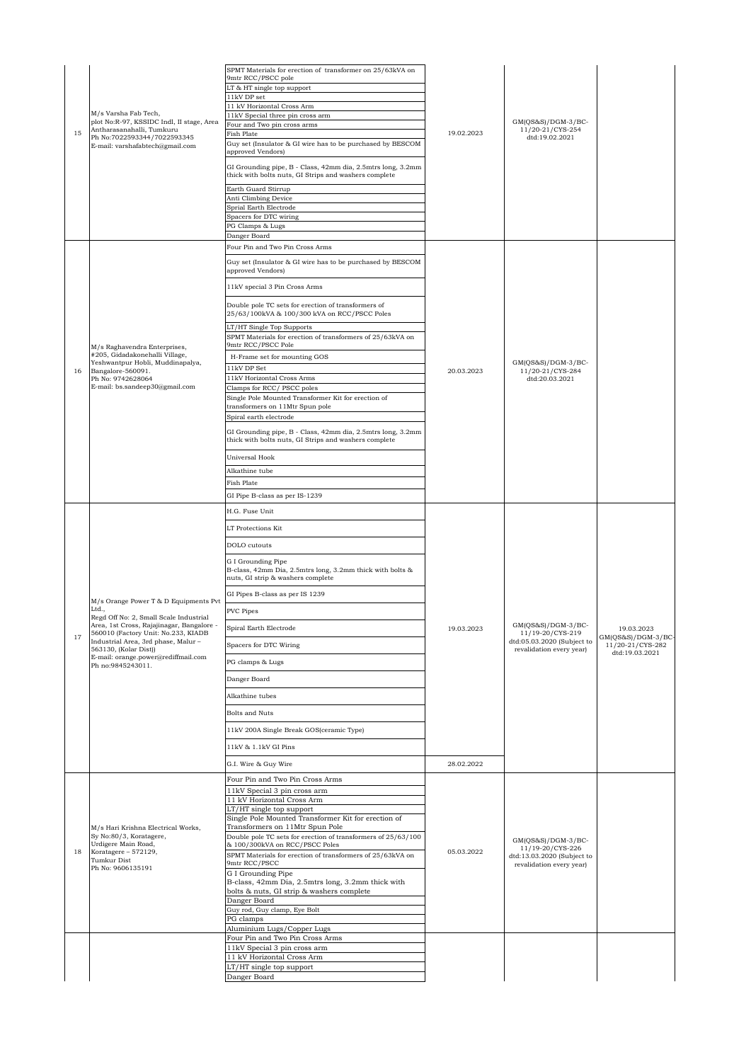| | | | | | |
|---|---|---|---|---|---|
| 15 | M/s Varsha Fab Tech, plot No:R-97, KSSIDC Indl, II stage, Area Antharasanahalli, Tumkuru Ph No:7022593344/7022593345 E-mail: varshafabtech@gmail.com | SPMT Materials for erection of transformer on 25/63kVA on 9mtr RCC/PSCC pole<br>LT & HT single top support<br>11kV DP set<br>11 kV Horizontal Cross Arm<br>11kV Special three pin cross arm<br>Four and Two pin cross arms<br>Fish Plate<br>Guy set (Insulator & GI wire has to be purchased by BESCOM approved Vendors)<br>GI Grounding pipe, B - Class, 42mm dia, 2.5mtrs long, 3.2mm thick with bolts nuts, GI Strips and washers complete<br>Earth Guard Stirrup<br>Anti Climbing Device<br>Sprial Earth Electrode<br>Spacers for DTC wiring<br>PG Clamps & Lugs<br>Danger Board | 19.02.2023 | GM(QS&S)/DGM-3/BC-11/20-21/CYS-254 dtd:19.02.2021 | |
| 16 | M/s Raghavendra Enterprises, #205, Gidadakonehalli Village, Yeshwantpur Hobli, Muddinapalya, Bangalore-560091. Ph No: 9742628064 E-mail: bs.sandeep30@gmail.com | Four Pin and Two Pin Cross Arms<br>Guy set (Insulator & GI wire has to be purchased by BESCOM approved Vendors)<br>11kV special 3 Pin Cross Arms<br>Double pole TC sets for erection of transformers of 25/63/100kVA & 100/300 kVA on RCC/PSCC Poles<br>LT/HT Single Top Supports<br>SPMT Materials for erection of transformers of 25/63kVA on 9mtr RCC/PSCC Pole<br>H-Frame set for mounting GOS<br>11kV DP Set<br>11kV Horizontal Cross Arms<br>Clamps for RCC/ PSCC poles<br>Single Pole Mounted Transformer Kit for erection of transformers on 11Mtr Spun pole<br>Spiral earth electrode<br>GI Grounding pipe, B - Class, 42mm dia, 2.5mtrs long, 3.2mm thick with bolts nuts, GI Strips and washers complete<br>Universal Hook<br>Alkathine tube<br>Fish Plate<br>GI Pipe B-class as per IS-1239 | 20.03.2023 | GM(QS&S)/DGM-3/BC-11/20-21/CYS-284 dtd:20.03.2021 | |
| 17 | M/s Orange Power T & D Equipments Pvt Ltd., Regd Off No: 2, Small Scale Industrial Area, 1st Cross, Rajajinagar, Bangalore - 560010 (Factory Unit: No.233, KIADB Industrial Area, 3rd phase, Malur – 563130, (Kolar Dist)) E-mail: orange.power@rediffmail.com Ph no:9845243011. | H.G. Fuse Unit<br>LT Protections Kit<br>DOLO cutouts<br>G I Grounding Pipe B-class, 42mm Dia, 2.5mtrs long, 3.2mm thick with bolts & nuts, GI strip & washers complete<br>GI Pipes B-class as per IS 1239<br>PVC Pipes<br>Spiral Earth Electrode<br>Spacers for DTC Wiring<br>PG clamps & Lugs<br>Danger Board<br>Alkathine tubes<br>Bolts and Nuts<br>11kV 200A Single Break GOS(ceramic Type)<br>11kV & 1.1kV GI Pins | 19.03.2023 | GM(QS&S)/DGM-3/BC-11/19-20/CYS-219 dtd:05.03.2020 (Subject to revalidation every year) | 19.03.2023 GM(QS&S)/DGM-3/BC-11/20-21/CYS-282 dtd:19.03.2021 |
| | | G.I. Wire & Guy Wire | 28.02.2022 | | |
| 18 | M/s Hari Krishna Electrical Works, Sy No:80/3, Koratagere, Urdigere Main Road, Koratagere – 572129, Tumkur Dist Ph No: 9606135191 | Four Pin and Two Pin Cross Arms<br>11kV Special 3 pin cross arm<br>11 kV Horizontal Cross Arm<br>LT/HT single top support<br>Single Pole Mounted Transformer Kit for erection of Transformers on 11Mtr Spun Pole<br>Double pole TC sets for erection of transformers of 25/63/100 & 100/300kVA on RCC/PSCC Poles<br>SPMT Materials for erection of transformers of 25/63kVA on 9mtr RCC/PSCC<br>G I Grounding Pipe B-class, 42mm Dia, 2.5mtrs long, 3.2mm thick with bolts & nuts, GI strip & washers complete<br>Danger Board<br>Guy rod, Guy clamp, Eye Bolt<br>PG clamps<br>Aluminium Lugs/Copper Lugs | 05.03.2022 | GM(QS&S)/DGM-3/BC-11/19-20/CYS-226 dtd:13.03.2020 (Subject to revalidation every year) | |
| | | Four Pin and Two Pin Cross Arms<br>11kV Special 3 pin cross arm<br>11 kV Horizontal Cross Arm<br>LT/HT single top support<br>Danger Board | | | |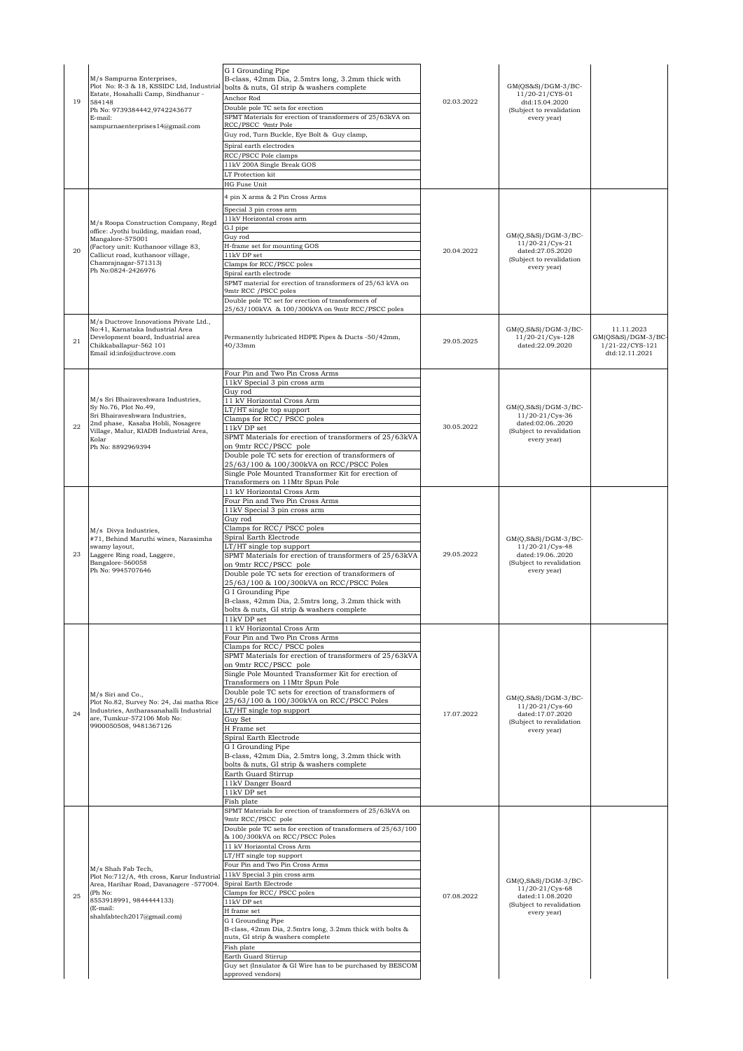| 19 | M/s Sampurna Enterprises, Plot No: R-3 & 18, KSSIDC Ltd, Industrial Estate, Hosahalli Camp, Sindhanur - 584148 Ph No: 9739384442,9742243677 E-mail: sampurnaenterprises14@gmail.com | G I Grounding Pipe B-class, 42mm Dia, 2.5mtrs long, 3.2mm thick with bolts & nuts, GI strip & washers complete<br>Anchor Rod<br>Double pole TC sets for erection<br>SPMT Materials for erection of transformers of 25/63kVA on RCC/PSCC 9mtr Pole<br>Guy rod, Turn Buckle, Eye Bolt & Guy clamp,<br>Spiral earth electrodes<br>RCC/PSCC Pole clamps<br>11kV 200A Single Break GOS<br>LT Protection kit<br>HG Fuse Unit | 02.03.2022 | GM(QS&S)/DGM-3/BC-11/20-21/CYS-01 dtd:15.04.2020 (Subject to revalidation every year) | |
|---|---|---|---|---|---|
| 20 | M/s Roopa Construction Company, Regd office: Jyothi building, maidan road, Mangalore-575001 (Factory unit: Kuthanoor village 83, Callicut road, kuthanoor village, Chamrajnagar-571313) Ph No:0824-2426976 | 4 pin X arms & 2 Pin Cross Arms<br>Special 3 pin cross arm<br>11kV Horizontal cross arm<br>G.I pipe<br>Guy rod<br>H-frame set for mounting GOS<br>11kV DP set<br>Clamps for RCC/PSCC poles<br>Spiral earth electrode<br>SPMT material for erection of transformers of 25/63 kVA on 9mtr RCC /PSCC poles<br>Double pole TC set for erection of transformers of 25/63/100kVA & 100/300kVA on 9mtr RCC/PSCC poles | 20.04.2022 | GM(Q,S&S)/DGM-3/BC-11/20-21/Cys-21 dated:27.05.2020 (Subject to revalidation every year) | |
| 21 | M/s Ductrove Innovations Private Ltd., No:41, Karnataka Industrial Area Development board, Industrial area Chikkaballapur-562 101 Email id:info@ductrove.com | Permanently lubricated HDPE Pipes & Ducts -50/42mm, 40/33mm | 29.05.2025 | GM(Q,S&S)/DGM-3/BC-11/20-21/Cys-128 dated:22.09.2020 | 11.11.2023 GM(QS&S)/DGM-3/BC-1/21-22/CYS-121 dtd:12.11.2021 |
| 22 | M/s Sri Bhairaveshwara Industries, Sy No.76, Plot No.49, Sri Bhairaveshwara Industries, 2nd phase, Kasaba Hobli, Nosagere Village, Malur, KIADB Industrial Area, Kolar Ph No: 8892969394 | Four Pin and Two Pin Cross Arms<br>11kV Special 3 pin cross arm<br>Guy rod<br>11 kV Horizontal Cross Arm<br>LT/HT single top support<br>Clamps for RCC/ PSCC poles<br>11kV DP set<br>SPMT Materials for erection of transformers of 25/63kVA on 9mtr RCC/PSCC pole<br>Double pole TC sets for erection of transformers of 25/63/100 & 100/300kVA on RCC/PSCC Poles<br>Single Pole Mounted Transformer Kit for erection of Transformers on 11Mtr Spun Pole | 30.05.2022 | GM(Q,S&S)/DGM-3/BC-11/20-21/Cys-36 dated:02.06..2020 (Subject to revalidation every year) | |
| 23 | M/s Divya Industries, #71, Behind Maruthi wines, Narasimha swamy layout, Laggere Ring road, Laggere, Bangalore-560058 Ph No: 9945707646 | 11 kV Horizontal Cross Arm<br>Four Pin and Two Pin Cross Arms<br>11kV Special 3 pin cross arm<br>Guy rod<br>Clamps for RCC/ PSCC poles<br>Spiral Earth Electrode<br>LT/HT single top support<br>SPMT Materials for erection of transformers of 25/63kVA on 9mtr RCC/PSCC pole<br>Double pole TC sets for erection of transformers of 25/63/100 & 100/300kVA on RCC/PSCC Poles<br>G I Grounding Pipe B-class, 42mm Dia, 2.5mtrs long, 3.2mm thick with bolts & nuts, GI strip & washers complete<br>11kV DP set | 29.05.2022 | GM(Q,S&S)/DGM-3/BC-11/20-21/Cys-48 dated:19.06..2020 (Subject to revalidation every year) | |
| 24 | M/s Siri and Co., Plot No.82, Survey No: 24, Jai matha Rice Industries, Antharasanahalli Industrial are, Tumkur-572106 Mob No: 9900050508, 9481367126 | 11 kV Horizontal Cross Arm<br>Four Pin and Two Pin Cross Arms<br>Clamps for RCC/ PSCC poles<br>SPMT Materials for erection of transformers of 25/63kVA on 9mtr RCC/PSCC pole<br>Single Pole Mounted Transformer Kit for erection of Transformers on 11Mtr Spun Pole<br>Double pole TC sets for erection of transformers of 25/63/100 & 100/300kVA on RCC/PSCC Poles<br>LT/HT single top support<br>Guy Set<br>H Frame set<br>Spiral Earth Electrode<br>G I Grounding Pipe B-class, 42mm Dia, 2.5mtrs long, 3.2mm thick with bolts & nuts, GI strip & washers complete<br>Earth Guard Stirrup<br>11kV Danger Board<br>11kV DP set<br>Fish plate | 17.07.2022 | GM(Q,S&S)/DGM-3/BC-11/20-21/Cys-60 dated:17.07.2020 (Subject to revalidation every year) | |
| 25 | M/s Shah Fab Tech, Plot No:712/A, 4th cross, Karur Industrial Area, Harihar Road, Davanagere -577004. (Ph No: 8553918991, 9844444133) (E-mail: shahfabtech2017@gmail.com) | SPMT Materials for erection of transformers of 25/63kVA on 9mtr RCC/PSCC pole<br>Double pole TC sets for erection of transformers of 25/63/100 & 100/300kVA on RCC/PSCC Poles<br>11 kV Horizontal Cross Arm<br>LT/HT single top support<br>Four Pin and Two Pin Cross Arms<br>11kV Special 3 pin cross arm<br>Spiral Earth Electrode<br>Clamps for RCC/ PSCC poles<br>11kV DP set<br>H frame set<br>G I Grounding Pipe B-class, 42mm Dia, 2.5mtrs long, 3.2mm thick with bolts & nuts, GI strip & washers complete<br>Fish plate<br>Earth Guard Stirrup<br>Guy set (Insulator & GI Wire has to be purchased by BESCOM approved vendors) | 07.08.2022 | GM(Q,S&S)/DGM-3/BC-11/20-21/Cys-68 dated:11.08.2020 (Subject to revalidation every year) | |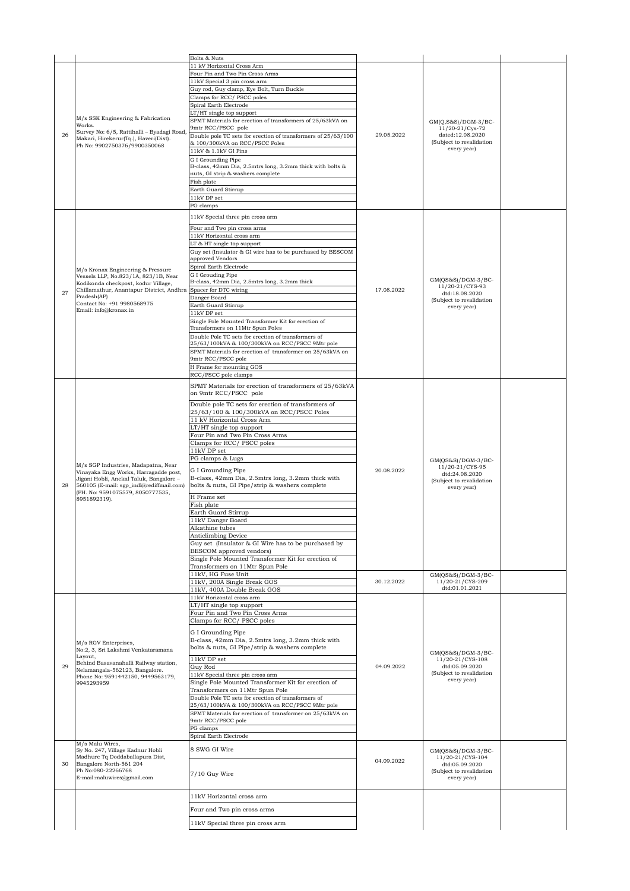| | | Bolts & Nuts | | | |
|---|---|---|---|---|---|
| 26 | M/s SSK Engineering & Fabrication Works. Survey No: 6/5, Rattihalli – Byadagi Road, Makari, Hirekerur(Tq.), Haveri(Dist). Ph No: 9902750376/9900350068 | 11 kV Horizontal Cross Arm<br>Four Pin and Two Pin Cross Arms<br>11kV Special 3 pin cross arm<br>Guy rod, Guy clamp, Eye Bolt, Turn Buckle<br>Clamps for RCC/ PSCC poles<br>Spiral Earth Electrode<br>LT/HT single top support<br>SPMT Materials for erection of transformers of 25/63kVA on 9mtr RCC/PSCC pole<br>Double pole TC sets for erection of transformers of 25/63/100 & 100/300kVA on RCC/PSCC Poles<br>11kV & 1.1kV GI Pins<br>G I Grounding Pipe B-class, 42mm Dia, 2.5mtrs long, 3.2mm thick with bolts & nuts, GI strip & washers complete<br>Fish plate<br>Earth Guard Stirrup<br>11kV DP set<br>PG clamps | 29.05.2022 | GM(Q,S&S)/DGM-3/BC-11/20-21/Cys-72 dated:12.08.2020 (Subject to revalidation every year) | |
| 27 | M/s Kronax Engineering & Pressure Vessels LLP, No.823/1A, 823/1B, Near Kodikonda checkpost, kodur Village, Chillamathur, Anantapur District, Andhra Pradesh(AP) Contact No: +91 9980568975 Email: info@kronax.in | 11kV Special three pin cross arm<br>Four and Two pin cross arms<br>11kV Horizontal cross arm<br>LT & HT single top support<br>Guy set (Insulator & GI wire has to be purchased by BESCOM approved Vendors<br>Spiral Earth Electrode<br>G I Grouding Pipe B-class, 42mm Dia, 2.5mtrs long, 3.2mm thick<br>Spacer for DTC wiring<br>Danger Board<br>Earth Guard Stirrup<br>11kV DP set<br>Single Pole Mounted Transformer Kit for erection of Transformers on 11Mtr Spun Poles<br>Double Pole TC sets for erection of transformers of 25/63/100kVA & 100/300kVA on RCC/PSCC 9Mtr pole<br>SPMT Materials for erection of transformer on 25/63kVA on 9mtr RCC/PSCC pole<br>H Frame for mounting GOS<br>RCC/PSCC pole clamps | 17.08.2022 | GM(QS&S)/DGM-3/BC-11/20-21/CYS-93 dtd:18.08.2020 (Subject to revalidation every year) | |
| 28 | M/s SGP Industries, Madapatna, Near Vinayaka Engg Works, Harragadde post, Jigani Hobli, Anekal Taluk, Bangalore – 560105 (E-mail: sgp_indl@rediffmail.com) (PH. No: 9591075579, 8050777535, 8951892319). | SPMT Materials for erection of transformers of 25/63kVA on 9mtr RCC/PSCC pole<br>Double pole TC sets for erection of transformers of 25/63/100 & 100/300kVA on RCC/PSCC Poles<br>11 kV Horizontal Cross Arm<br>LT/HT single top support<br>Four Pin and Two Pin Cross Arms<br>Clamps for RCC/ PSCC poles<br>11kV DP set<br>PG clamps & Lugs<br>G I Grounding Pipe B-class, 42mm Dia, 2.5mtrs long, 3.2mm thick with bolts & nuts, GI Pipe/strip & washers complete<br>H Frame set<br>Fish plate<br>Earth Guard Stirrup<br>11kV Danger Board<br>Alkathine tubes<br>Anticlimbing Device<br>Guy set (Insulator & GI Wire has to be purchased by BESCOM approved vendors)<br>Single Pole Mounted Transformer Kit for erection of Transformers on 11Mtr Spun Pole | 20.08.2022 | GM(QS&S)/DGM-3/BC-11/20-21/CYS-95 dtd:24.08.2020 (Subject to revalidation every year) | |
| | | 11kV, HG Fuse Unit<br>11kV, 200A Single Break GOS<br>11kV, 400A Double Break GOS | 30.12.2022 | GM(QS&S)/DGM-3/BC-11/20-21/CYS-209 dtd:01.01.2021 | |
| 29 | M/s RGV Enterprises, No:2, 3, Sri Lakshmi Venkataramana Layout, Behind Basavanahalli Railway station, Nelamangala-562123, Bangalore. Phone No: 9591442150, 9449563179, 9945293959 | 11kV Horizontal cross arm<br>LT/HT single top support<br>Four Pin and Two Pin Cross Arms<br>Clamps for RCC/ PSCC poles<br>G I Grounding Pipe B-class, 42mm Dia, 2.5mtrs long, 3.2mm thick with bolts & nuts, GI Pipe/strip & washers complete<br>11kV DP set<br>Guy Rod<br>11kV Special three pin cross arm<br>Single Pole Mounted Transformer Kit for erection of Transformers on 11Mtr Spun Pole<br>Double Pole TC sets for erection of transformers of 25/63/100kVA & 100/300kVA on RCC/PSCC 9Mtr pole<br>SPMT Materials for erection of transformer on 25/63kVA on 9mtr RCC/PSCC pole<br>PG clamps<br>Spiral Earth Electrode | 04.09.2022 | GM(QS&S)/DGM-3/BC-11/20-21/CYS-108 dtd:05.09.2020 (Subject to revalidation every year) | |
| 30 | M/s Malu Wires, Sy No. 247, Village Kadnur Hobli Madhure Tq Doddaballapura Dist, Bangalore North-561 204 Ph No:080-22266768 E-mail:maluwires@gmail.com | 8 SWG GI Wire<br>7/10 Guy Wire | 04.09.2022 | GM(QS&S)/DGM-3/BC-11/20-21/CYS-104 dtd:05.09.2020 (Subject to revalidation every year) | |
| | | 11kV Horizontal cross arm<br>Four and Two pin cross arms<br>11kV Special three pin cross arm | | | |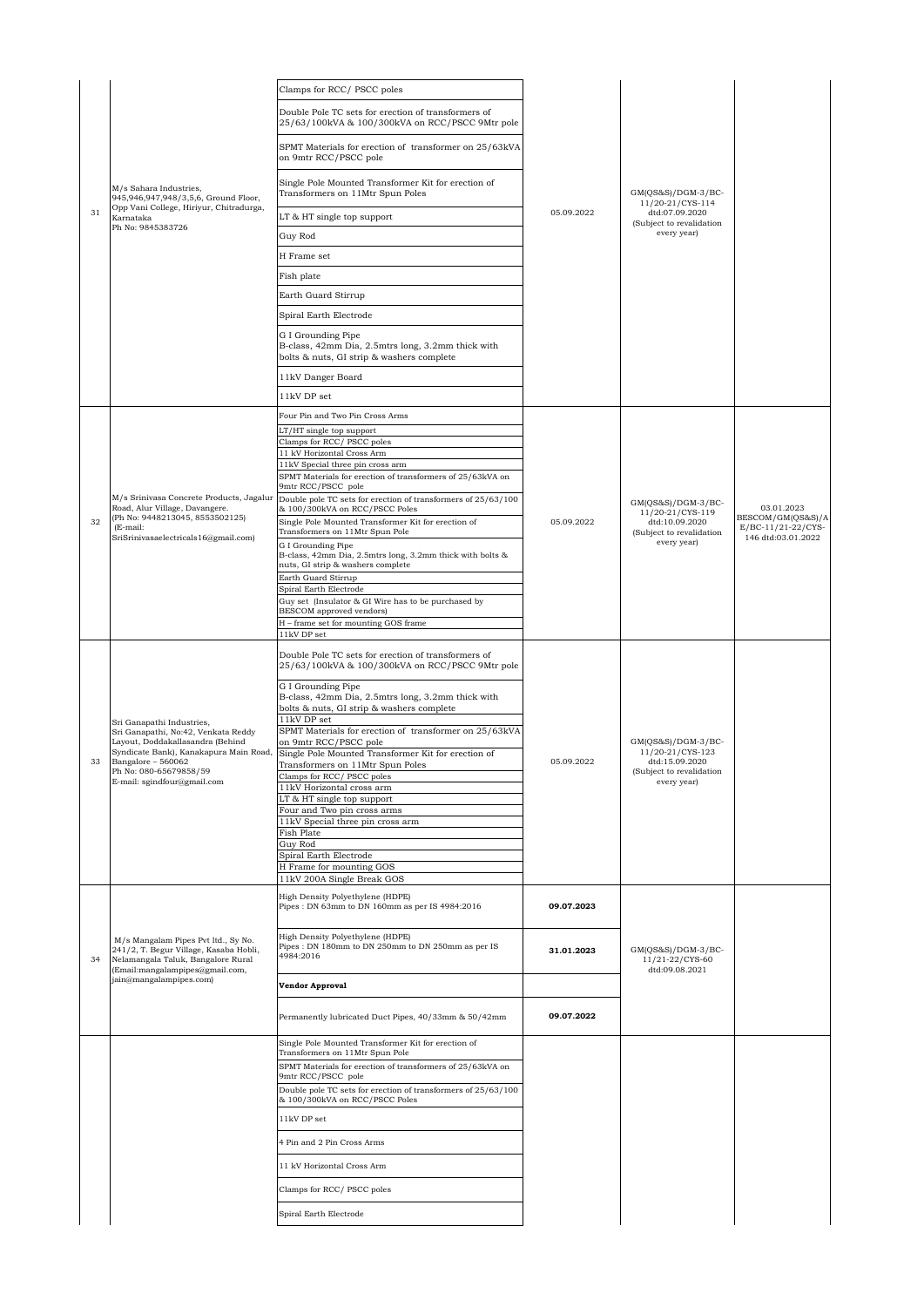| | | | | | |
|---|---|---|---|---|---|
| 31 | M/s Sahara Industries, 945,946,947,948/3,5,6, Ground Floor, Opp Vani College, Hiriyur, Chitradurga, Karnataka Ph No: 9845383726 | Clamps for RCC/ PSCC poles<br>Double Pole TC sets for erection of transformers of 25/63/100kVA & 100/300kVA on RCC/PSCC 9Mtr pole<br>SPMT Materials for erection of transformer on 25/63kVA on 9mtr RCC/PSCC pole<br>Single Pole Mounted Transformer Kit for erection of Transformers on 11Mtr Spun Poles<br>LT & HT single top support<br>Guy Rod<br>H Frame set<br>Fish plate<br>Earth Guard Stirrup<br>Spiral Earth Electrode<br>G I Grounding Pipe B-class, 42mm Dia, 2.5mtrs long, 3.2mm thick with bolts & nuts, GI strip & washers complete<br>11kV Danger Board<br>11kV DP set | 05.09.2022 | GM(QS&S)/DGM-3/BC-11/20-21/CYS-114 dtd:07.09.2020 (Subject to revalidation every year) | |
| 32 | M/s Srinivasa Concrete Products, Jagalur Road, Alur Village, Davangere. (Ph No: 9448213045, 8553502125) (E-mail: SriSrinivasaelectricals16@gmail.com) | Four Pin and Two Pin Cross Arms<br>LT/HT single top support<br>Clamps for RCC/ PSCC poles<br>11 kV Horizontal Cross Arm<br>11kV Special three pin cross arm<br>SPMT Materials for erection of transformers of 25/63kVA on 9mtr RCC/PSCC pole<br>Double pole TC sets for erection of transformers of 25/63/100 & 100/300kVA on RCC/PSCC Poles<br>Single Pole Mounted Transformer Kit for erection of Transformers on 11Mtr Spun Pole<br>G I Grounding Pipe B-class, 42mm Dia, 2.5mtrs long, 3.2mm thick with bolts & nuts, GI strip & washers complete<br>Earth Guard Stirrup<br>Spiral Earth Electrode<br>Guy set (Insulator & GI Wire has to be purchased by BESCOM approved vendors)<br>H – frame set for mounting GOS frame<br>11kV DP set | 05.09.2022 | GM(QS&S)/DGM-3/BC-11/20-21/CYS-119 dtd:10.09.2020 (Subject to revalidation every year) | 03.01.2023 BESCOM/GM(QS&S)/AE/BC-11/21-22/CYS-146 dtd:03.01.2022 |
| 33 | Sri Ganapathi Industries, Sri Ganapathi, No:42, Venkata Reddy Layout, Doddakallasandra (Behind Syndicate Bank), Kanakapura Main Road, Bangalore – 560062 Ph No: 080-65679858/59 E-mail: sgindfour@gmail.com | Double Pole TC sets for erection of transformers of 25/63/100kVA & 100/300kVA on RCC/PSCC 9Mtr pole<br>G I Grounding Pipe B-class, 42mm Dia, 2.5mtrs long, 3.2mm thick with bolts & nuts, GI strip & washers complete<br>11kV DP set<br>SPMT Materials for erection of transformer on 25/63kVA on 9mtr RCC/PSCC pole<br>Single Pole Mounted Transformer Kit for erection of Transformers on 11Mtr Spun Poles<br>Clamps for RCC/ PSCC poles<br>11kV Horizontal cross arm<br>LT & HT single top support<br>Four and Two pin cross arms<br>11kV Special three pin cross arm<br>Fish Plate<br>Guy Rod<br>Spiral Earth Electrode<br>H Frame for mounting GOS<br>11kV 200A Single Break GOS | 05.09.2022 | GM(QS&S)/DGM-3/BC-11/20-21/CYS-123 dtd:15.09.2020 (Subject to revalidation every year) | |
| 34 | M/s Mangalam Pipes Pvt ltd., Sy No. 241/2, T. Begur Village, Kasaba Hobli, Nelamangala Taluk, Bangalore Rural (Email:mangalampipes@gmail.com, jain@mangalampipes.com) | High Density Polyethylene (HDPE) Pipes : DN 63mm to DN 160mm as per IS 4984:2016 | **09.07.2023** | GM(QS&S)/DGM-3/BC-11/21-22/CYS-60 dtd:09.08.2021 | |
| | | High Density Polyethylene (HDPE) Pipes : DN 180mm to DN 250mm to DN 250mm as per IS 4984:2016 | **31.01.2023** | | |
| | | **Vendor Approval** | | | |
| | | Permanently lubricated Duct Pipes, 40/33mm & 50/42mm | **09.07.2022** | | |
| | | Single Pole Mounted Transformer Kit for erection of Transformers on 11Mtr Spun Pole<br>SPMT Materials for erection of transformers of 25/63kVA on 9mtr RCC/PSCC pole<br>Double pole TC sets for erection of transformers of 25/63/100 & 100/300kVA on RCC/PSCC Poles<br>11kV DP set<br>4 Pin and 2 Pin Cross Arms<br>11 kV Horizontal Cross Arm<br>Clamps for RCC/ PSCC poles<br>Spiral Earth Electrode | | | |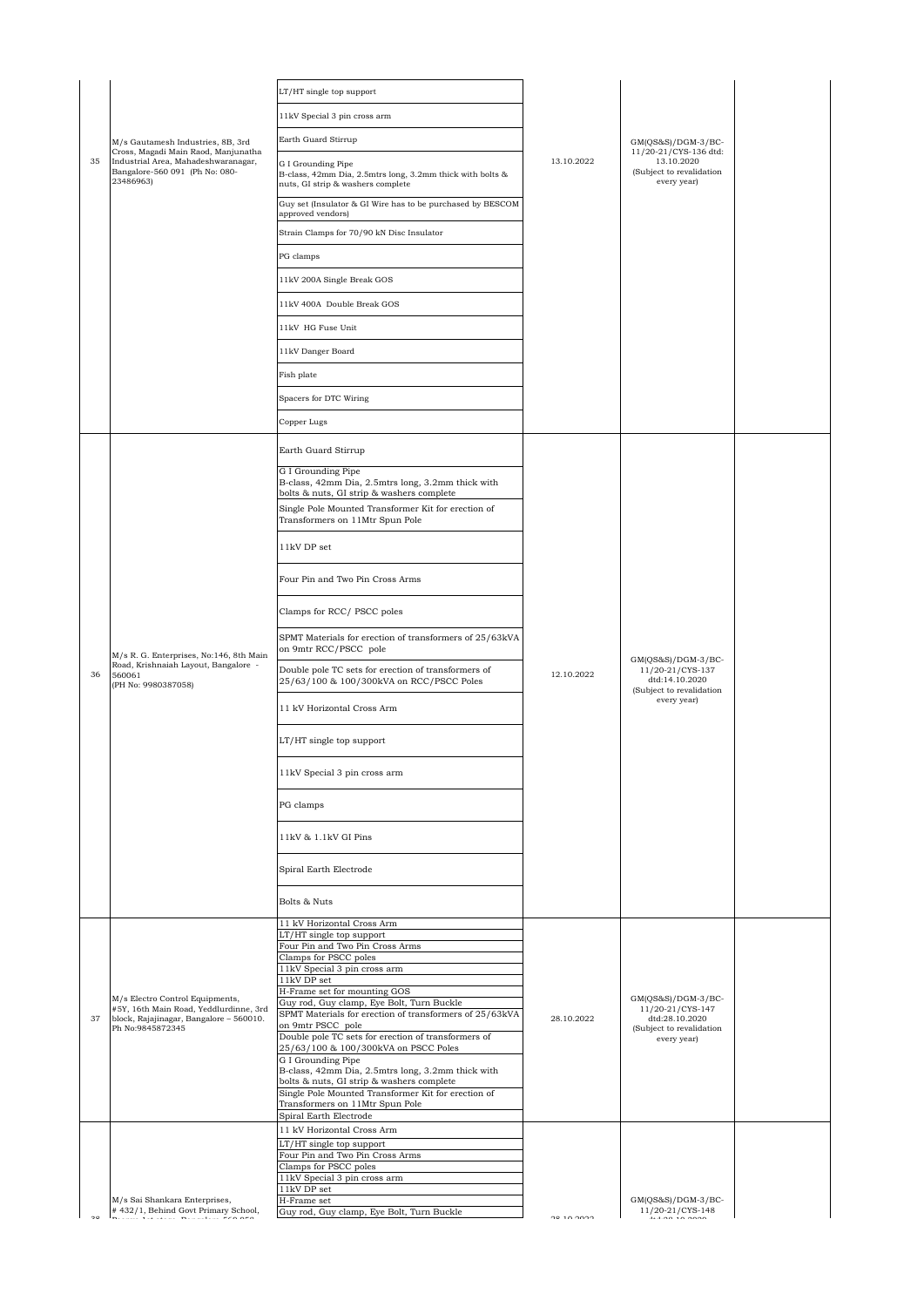| | | | | | |
|---|---|---|---|---|---|
| 35 | M/s Gautamesh Industries, 8B, 3rd Cross, Magadi Main Raod, Manjunatha Industrial Area, Mahadeshwaranagar, Bangalore-560 091 (Ph No: 080-23486963) | LT/HT single top support<br>11kV Special 3 pin cross arm<br>Earth Guard Stirrup<br>G I Grounding Pipe B-class, 42mm Dia, 2.5mtrs long, 3.2mm thick with bolts & nuts, GI strip & washers complete<br>Guy set (Insulator & GI Wire has to be purchased by BESCOM approved vendors)<br>Strain Clamps for 70/90 kN Disc Insulator<br>PG clamps<br>11kV 200A Single Break GOS<br>11kV 400A Double Break GOS<br>11kV HG Fuse Unit<br>11kV Danger Board<br>Fish plate<br>Spacers for DTC Wiring<br>Copper Lugs | 13.10.2022 | GM(QS&S)/DGM-3/BC-11/20-21/CYS-136 dtd: 13.10.2020 (Subject to revalidation every year) | |
| 36 | M/s R. G. Enterprises, No:146, 8th Main Road, Krishnaiah Layout, Bangalore - 560061 (PH No: 9980387058) | Earth Guard Stirrup<br>G I Grounding Pipe B-class, 42mm Dia, 2.5mtrs long, 3.2mm thick with bolts & nuts, GI strip & washers complete<br>Single Pole Mounted Transformer Kit for erection of Transformers on 11Mtr Spun Pole<br>11kV DP set<br>Four Pin and Two Pin Cross Arms<br>Clamps for RCC/ PSCC poles<br>SPMT Materials for erection of transformers of 25/63kVA on 9mtr RCC/PSCC pole<br>Double pole TC sets for erection of transformers of 25/63/100 & 100/300kVA on RCC/PSCC Poles<br>11 kV Horizontal Cross Arm<br>LT/HT single top support<br>11kV Special 3 pin cross arm<br>PG clamps<br>11kV & 1.1kV GI Pins<br>Spiral Earth Electrode<br>Bolts & Nuts | 12.10.2022 | GM(QS&S)/DGM-3/BC-11/20-21/CYS-137 dtd:14.10.2020 (Subject to revalidation every year) | |
| 37 | M/s Electro Control Equipments, #5Y, 16th Main Road, Yeddlurdinne, 3rd block, Rajajinagar, Bangalore – 560010. Ph No:9845872345 | 11 kV Horizontal Cross Arm<br>LT/HT single top support<br>Four Pin and Two Pin Cross Arms<br>Clamps for PSCC poles<br>11kV Special 3 pin cross arm<br>11kV DP set<br>H-Frame set for mounting GOS<br>Guy rod, Guy clamp, Eye Bolt, Turn Buckle<br>SPMT Materials for erection of transformers of 25/63kVA on 9mtr PSCC pole<br>Double pole TC sets for erection of transformers of 25/63/100 & 100/300kVA on PSCC Poles<br>G I Grounding Pipe B-class, 42mm Dia, 2.5mtrs long, 3.2mm thick with bolts & nuts, GI strip & washers complete<br>Single Pole Mounted Transformer Kit for erection of Transformers on 11Mtr Spun Pole<br>Spiral Earth Electrode | 28.10.2022 | GM(QS&S)/DGM-3/BC-11/20-21/CYS-147 dtd:28.10.2020 (Subject to revalidation every year) | |
| 38 | M/s Sai Shankara Enterprises, # 432/1, Behind Govt Primary School, | 11 kV Horizontal Cross Arm<br>LT/HT single top support<br>Four Pin and Two Pin Cross Arms<br>Clamps for PSCC poles<br>11kV Special 3 pin cross arm<br>11kV DP set<br>H-Frame set<br>Guy rod, Guy clamp, Eye Bolt, Turn Buckle | 28.10.2022 | GM(QS&S)/DGM-3/BC-11/20-21/CYS-148 | |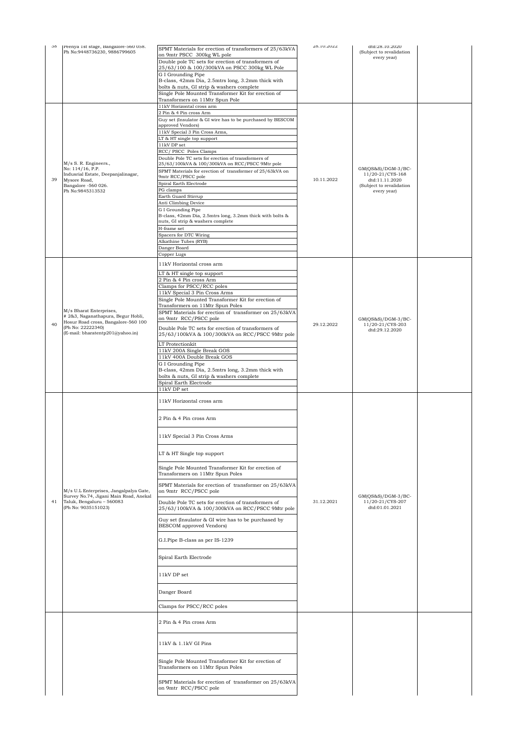| 38 | Peenya 1st stage, Bangalore-560 058. Ph No:9448736230, 9886799605 | SPMT Materials for erection of transformers of 25/63kVA on 9mtr PSCC 300kg WL pole<br>Double pole TC sets for erection of transformers of 25/63/100 & 100/300kVA on PSCC 300kg WL Pole<br>G I Grounding Pipe B-class, 42mm Dia, 2.5mtrs long, 3.2mm thick with bolts & nuts, GI strip & washers complete<br>Single Pole Mounted Transformer Kit for erection of Transformers on 11Mtr Spun Pole | 28.10.2022 | dtd:28.10.2020 (Subject to revalidation every year) | |
|---|---|---|---|---|---|
| 39 | M/s S. R. Engineers., No: 114/16, P.P. Indusrial Estate, Deepanjalinagar, Mysore Road, Bangalore -560 026. Ph No:9845313532 | 11kV Horizontal cross arm<br>2 Pin & 4 Pin cross Arm<br>Guy set (Insulator & GI wire has to be purchased by BESCOM approved Vendors)<br>11kV Special 3 Pin Cross Arms,<br>LT & HT single top support<br>11kV DP set<br>RCC/ PSCC Poles Clamps<br>Double Pole TC sets for erection of transformers of 25/63/100kVA & 100/300kVA on RCC/PSCC 9Mtr pole<br>SPMT Materials for erection of transformer of 25/63kVA on 9mtr RCC/PSCC pole<br>Spiral Earth Electrode<br>PG clamps<br>Earth Guard Stirrup<br>Anti Climbing Device<br>G I Grounding Pipe B-class, 42mm Dia, 2.5mtrs long, 3.2mm thick with bolts & nuts, GI strip & washers complete<br>H-frame set<br>Spacers for DTC Wiring<br>Alkathine Tubes (RYB)<br>Danger Board<br>Copper Lugs | 10.11.2022 | GM(QS&S)/DGM-3/BC-11/20-21/CYS-168 dtd:11.11.2020 (Subject to revalidation every year) | |
| 40 | M/s Bharat Enterprises, # 2&3, Naganathapura, Begur Hobli, Hosur Road cross, Bangalore-560 100 (Ph No: 22222340) (E-mail: bharatentp201@yahoo.in) | 11kV Horizontal cross arm<br>LT & HT single top support<br>2 Pin & 4 Pin cross Arm<br>Clamps for PSCC/RCC poles<br>11kV Special 3 Pin Cross Arms<br>Single Pole Mounted Transformer Kit for erection of Transformers on 11Mtr Spun Poles<br>SPMT Materials for erection of transformer on 25/63kVA on 9mtr RCC/PSCC pole<br>Double Pole TC sets for erection of transformers of 25/63/100kVA & 100/300kVA on RCC/PSCC 9Mtr pole<br>LT Protectionkit<br>11kV 200A Single Break GOS<br>11kV 400A Double Break GOS<br>G I Grounding Pipe B-class, 42mm Dia, 2.5mtrs long, 3.2mm thick with bolts & nuts, GI strip & washers complete<br>Spiral Earth Electrode<br>11kV DP set | 29.12.2022 | GM(QS&S)/DGM-3/BC-11/20-21/CYS-203 dtd:29.12.2020 | |
| 41 | M/s U.L Enterprises, Jangalpalya Gate, Survey No.74, Jigani Main Road, Anekal Taluk, Bengaluru – 560083 (Ph No: 9035151023) | 11kV Horizontal cross arm<br>2 Pin & 4 Pin cross Arm<br>11kV Special 3 Pin Cross Arms<br>LT & HT Single top support<br>Single Pole Mounted Transformer Kit for erection of Transformers on 11Mtr Spun Poles<br>SPMT Materials for erection of transformer on 25/63kVA on 9mtr RCC/PSCC pole<br>Double Pole TC sets for erection of transformers of 25/63/100kVA & 100/300kVA on RCC/PSCC 9Mtr pole<br>Guy set (Insulator & GI wire has to be purchased by BESCOM approved Vendors)<br>G.I.Pipe B-class as per IS-1239<br>Spiral Earth Electrode<br>11kV DP set<br>Danger Board<br>Clamps for PSCC/RCC poles | 31.12.2021 | GM(QS&S)/DGM-3/BC-11/20-21/CYS-207 dtd:01.01.2021 | |
| | | 2 Pin & 4 Pin cross Arm<br>11kV & 1.1kV GI Pins<br>Single Pole Mounted Transformer Kit for erection of Transformers on 11Mtr Spun Poles<br>SPMT Materials for erection of transformer on 25/63kVA on 9mtr RCC/PSCC pole | | | |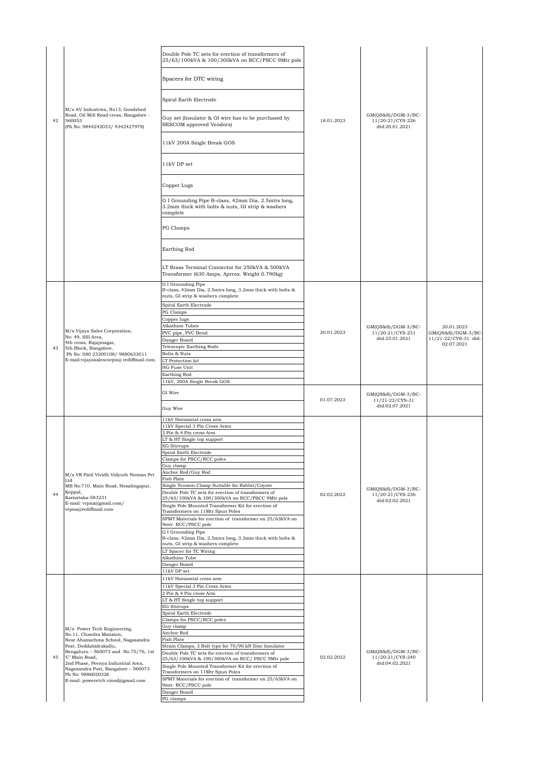| 42 | M/s AV Industries, No13, Goodshed Road, Oil Mill Road cross, Bangalore - 560053 (Ph No: 9844242033/ 9342427979) | Double Pole TC sets for erection of transformers of 25/63/100kVA & 100/300kVA on RCC/PSCC 9Mtr pole | 18.01.2023 | GM(QS&S)/DGM-3/BC-11/20-21/CYS-226 dtd:20.01.2021 | |
|---|---|---|---|---|---|
| | | Spacers for DTC wiring | | | |
| | | Spiral Earth Electrode | | | |
| | | Guy set (Insulator & GI wire has to be purchased by BESCOM approved Vendors) | | | |
| | | 11kV 200A Single Break GOS | | | |
| | | 11kV DP set | | | |
| | | Copper Lugs | | | |
| | | G I Grounding Pipe B-class, 42mm Dia, 2.5mtrs long, 3.2mm thick with bolts & nuts, GI strip & washers complete | | | |
| | | PG Clamps | | | |
| | | Earthing Rod | | | |
| | | LT Brass Terminal Connector for 250kVA & 500kVA Transformer (630 Amps, Aprrox. Weight 0.790kg) | | | |
| 43 | M/s Vijaya Sales Corporation, No: 49, SSI Area, 4th cross, Rajajinagar, 5th Block, Bangalore. Ph No: 080 23200108/ 9880633011 E-mail:vijayasalescorpn@ rediffmail.com. | G I Grounding Pipe B-class, 42mm Dia, 2.5mtrs long, 3.2mm thick with bolts & nuts, GI strip & washers complete | 20.01.2023 | GM(QS&S)/DGM-3/BC-11/20-21/CYS-231 dtd:25.01.2021 | 20.01.2023 GM(QS&S)/DGM-3/BC-11/21-22/CYS-31 dtd: 02.07.2021 |
| | | Spiral Earth Electrode | | | |
| | | PG Clamps | | | |
| | | Copper lugs | | | |
| | | Alkathine Tubes | | | |
| | | PVC pipe, PVC Bend | | | |
| | | Danger Board | | | |
| | | Telescopic Earthing Rods | | | |
| | | Bolts & Nuts | | | |
| | | LT Protection kit | | | |
| | | HG Fuse Unit | | | |
| | | Earthing Rod | | | |
| | | 11kV, 200A Single Break GOS | | | |
| | | GI Wire | 01.07.2023 | GM(QS&S)/DGM-3/BC-11/21-22/CYS-31 dtd:02.07.2021 | |
| | | Guy Wire | | | |
| 44 | M/s VR Patil Vividh Vidyuth Nirman Pvt Ltd MB No:710, Main Road, Hosalingapur, Koppal, Karnataka-583231 E-mail: vrpna@gmail.com/ vrpna@rediffmail.com | 11kV Horizontal cross arm | 02.02.2022 | GM(QS&S)/DGM-3/BC-11/20-21/CYS-236 dtd:02.02.2021 | |
| | | 11kV Special 3 Pin Cross Arms | | | |
| | | 2 Pin & 4 Pin cross Arm | | | |
| | | LT & HT Single top support | | | |
| | | EG Stirrups | | | |
| | | Spiral Earth Electrode | | | |
| | | Clamps for PSCC/RCC poles | | | |
| | | Guy clamp | | | |
| | | Anchor Rod/Guy Rod | | | |
| | | Fish Plate | | | |
| | | Single Tension Clamp Suitable for Rabbit/Coyote | | | |
| | | Double Pole TC sets for erection of transformers of 25/63/100kVA & 100/300kVA on RCC/PSCC 9Mtr pole | | | |
| | | Single Pole Mounted Transformer Kit for erection of Transformers on 11Mtr Spun Poles | | | |
| | | SPMT Materials for erection of transformer on 25/63kVA on 9mtr RCC/PSCC pole | | | |
| | | G I Grounding Pipe B-class, 42mm Dia, 2.5mtrs long, 3.2mm thick with bolts & nuts, GI strip & washers complete | | | |
| | | LT Spacer for TC Wiring | | | |
| | | Alkathine Tube | | | |
| | | Danger Board | | | |
| | | 11kV DP set | | | |
| 45 | M/s Power Tech Engineering, No.11, Chandra Mansion, Near Ahamathma School, Nagasandra Post, Doddabidrakallu, Bengaluru – 560073 and No.75/76, 1st 'C' Main Road, 2nd Phase, Peenya Industrial Area, Nagasandra Post, Bangalore – 560073 Ph No: 9886020326 E-mail: poweretch.vinod@gmail.com | 11kV Horizontal cross arm | 02.02.2022 | GM(QS&S)/DGM-3/BC-11/20-21/CYS-240 dtd:04.02.2021 | |
| | | 11kV Special 3 Pin Cross Arms | | | |
| | | 2 Pin & 4 Pin cross Arm | | | |
| | | LT & HT Single top support | | | |
| | | EG Stirrups | | | |
| | | Spiral Earth Electrode | | | |
| | | Clamps for PSCC/RCC poles | | | |
| | | Guy clamp | | | |
| | | Anchor Rod | | | |
| | | Fish Plate | | | |
| | | Strain Clamps, 3 Bolt type for 70/90 kN Disc Insulator | | | |
| | | Double Pole TC sets for erection of transformers of 25/63/100kVA & 100/300kVA on RCC/ PSCC 9Mtr pole | | | |
| | | Single Pole Mounted Transformer Kit for erection of Transformers on 11Mtr Spun Poles | | | |
| | | SPMT Materials for erection of transformer on 25/63kVA on 9mtr RCC/PSCC pole | | | |
| | | Danger Board | | | |
| | | PG clamps | | | |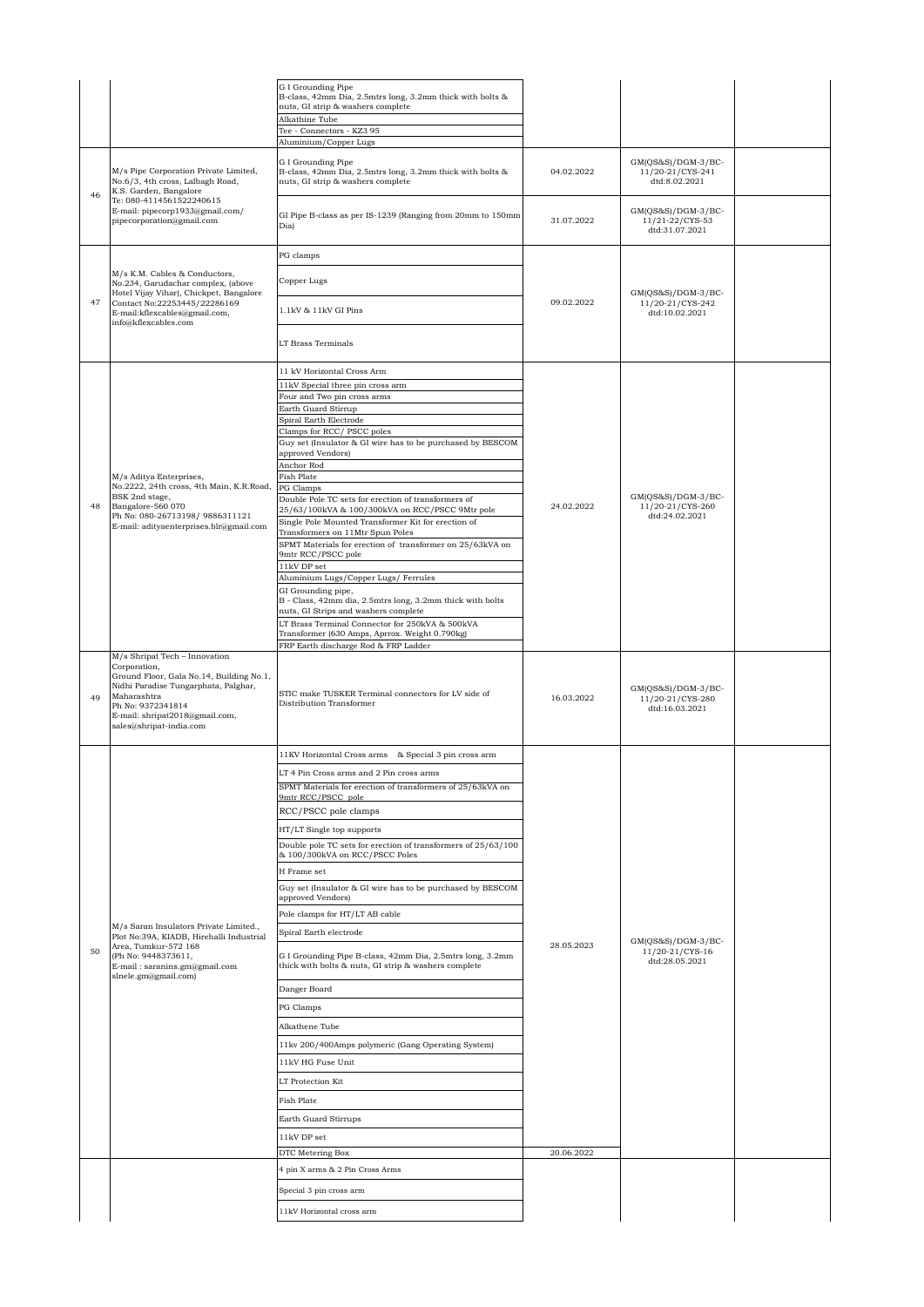| | | | | | |
|---|---|---|---|---|---|
| | | G I Grounding Pipe<br>B-class, 42mm Dia, 2.5mtrs long, 3.2mm thick with bolts & nuts, GI strip & washers complete<br>Alkathine Tube<br>Tee - Connectors - KZ3 95<br>Aluminium/Copper Lugs | | | |
| 46 | M/s Pipe Corporation Private Limited, No.6/3, 4th cross, Lalbagh Road, K.S. Garden, Bangalore<br>Te: 080-4114561522240615<br>E-mail: pipecorp1933@gmail.com/ pipecorporation@gmail.com | G I Grounding Pipe<br>B-class, 42mm Dia, 2.5mtrs long, 3.2mm thick with bolts & nuts, GI strip & washers complete | 04.02.2022 | GM(QS&S)/DGM-3/BC-11/20-21/CYS-241 dtd:8.02.2021 | |
| | | GI Pipe B-class as per IS-1239 (Ranging from 20mm to 150mm Dia) | 31.07.2022 | GM(QS&S)/DGM-3/BC-11/21-22/CYS-53 dtd:31.07.2021 | |
| 47 | M/s K.M. Cables & Conductors, No.234, Garudachar complex, (above Hotel Vijay Vihar), Chickpet, Bangalore<br>Contact No:22253445/22286169<br>E-mail:kflexcables@gmail.com, info@kflexcables.com | PG clamps<br>Copper Lugs<br>1.1kV & 11kV GI Pins<br>LT Brass Terminals | 09.02.2022 | GM(QS&S)/DGM-3/BC-11/20-21/CYS-242 dtd:10.02.2021 | |
| 48 | M/s Aditya Enterprises, No.2222, 24th cross, 4th Main, K.R.Road, BSK 2nd stage, Bangalore-560 070<br>Ph No: 080-26713198/ 9886311121<br>E-mail: adityaenterprises.blr@gmail.com | 11 kV Horizontal Cross Arm<br>11kV Special three pin cross arm<br>Four and Two pin cross arms<br>Earth Guard Stirrup<br>Spiral Earth Electrode<br>Clamps for RCC/ PSCC poles<br>Guy set (Insulator & GI wire has to be purchased by BESCOM approved Vendors)<br>Anchor Rod<br>Fish Plate<br>PG Clamps<br>Double Pole TC sets for erection of transformers of 25/63/100kVA & 100/300kVA on RCC/PSCC 9Mtr pole<br>Single Pole Mounted Transformer Kit for erection of Transformers on 11Mtr Spun Poles<br>SPMT Materials for erection of transformer on 25/63kVA on 9mtr RCC/PSCC pole<br>11kV DP set<br>Aluminium Lugs/Copper Lugs/ Ferrules<br>GI Grounding pipe, B - Class, 42mm dia, 2.5mtrs long, 3.2mm thick with bolts nuts, GI Strips and washers complete<br>LT Brass Terminal Connector for 250kVA & 500kVA Transformer (630 Amps, Aprrox. Weight 0.790kg)<br>FRP Earth discharge Rod & FRP Ladder | 24.02.2022 | GM(QS&S)/DGM-3/BC-11/20-21/CYS-260 dtd:24.02.2021 | |
| 49 | M/s Shripat Tech – Innovation Corporation, Ground Floor, Gala No.14, Building No.1, Nidhi Paradise Tungarphata, Palghar, Maharashtra<br>Ph No: 9372341814<br>E-mail: shripat2018@gmail.com, sales@shripat-india.com | STIC make TUSKER Terminal connectors for LV side of Distribution Transformer | 16.03.2022 | GM(QS&S)/DGM-3/BC-11/20-21/CYS-280 dtd:16.03.2021 | |
| 50 | M/s Saran Insulators Private Limited., Plot No:39A, KIADB, Hirehalli Industrial Area, Tumkur-572 168<br>(Ph No: 9448373611,<br>E-mail : saranins.gm@gmail.com slnele.gm@gmail.com) | 11KV Horizontal Cross arms & Special 3 pin cross arm<br>LT 4 Pin Cross arms and 2 Pin cross arms<br>SPMT Materials for erection of transformers of 25/63kVA on 9mtr RCC/PSCC pole<br>RCC/PSCC pole clamps<br>HT/LT Single top supports<br>Double pole TC sets for erection of transformers of 25/63/100 & 100/300kVA on RCC/PSCC Poles<br>H Frame set<br>Guy set (Insulator & GI wire has to be purchased by BESCOM approved Vendors)<br>Pole clamps for HT/LT AB cable<br>Spiral Earth electrode<br>G I Grounding Pipe B-class, 42mm Dia, 2.5mtrs long, 3.2mm thick with bolts & nuts, GI strip & washers complete<br>Danger Board<br>PG Clamps<br>Alkathene Tube<br>11kv 200/400Amps polymeric (Gang Operating System)<br>11kV HG Fuse Unit<br>LT Protection Kit<br>Fish Plate<br>Earth Guard Stirrups<br>11kV DP set | 28.05.2023 | GM(QS&S)/DGM-3/BC-11/20-21/CYS-16 dtd:28.05.2021 | |
| | | DTC Metering Box | 20.06.2022 | | |
| | | 4 pin X arms & 2 Pin Cross Arms<br>Special 3 pin cross arm<br>11kV Horizontal cross arm | | | |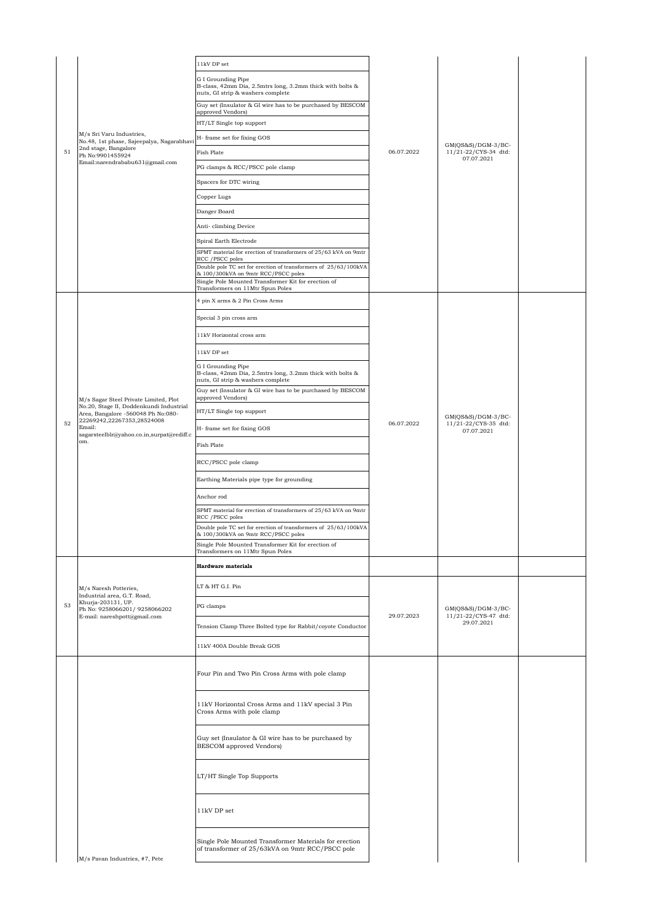| | | | | | |
|---|---|---|---|---|---|
| 51 | M/s Sri Varu Industries, No.48, 1st phase, Sajeepalya, Nagarabhavi 2nd stage, Bangalore Ph No:9901455924 Email:narendrababu631@gmail.com | 11kV DP set<br>G I Grounding Pipe B-class, 42mm Dia, 2.5mtrs long, 3.2mm thick with bolts & nuts, GI strip & washers complete<br>Guy set (Insulator & GI wire has to be purchased by BESCOM approved Vendors)<br>HT/LT Single top support<br>H- frame set for fixing GOS<br>Fish Plate<br>PG clamps & RCC/PSCC pole clamp<br>Spacers for DTC wiring<br>Copper Lugs<br>Danger Board<br>Anti- climbing Device<br>Spiral Earth Electrode<br>SPMT material for erection of transformers of 25/63 kVA on 9mtr RCC /PSCC poles<br>Double pole TC set for erection of transformers of 25/63/100kVA & 100/300kVA on 9mtr RCC/PSCC poles<br>Single Pole Mounted Transformer Kit for erection of Transformers on 11Mtr Spun Poles | 06.07.2022 | GM(QS&S)/DGM-3/BC-11/21-22/CYS-34 dtd: 07.07.2021 | |
| 52 | M/s Sagar Steel Private Limited, Plot No.20, Stage II, Doddenkundi Industrial Area, Bangalore -560048 Ph No:080-22269242,22267353,28524008 Email: sagarsteelblr@yahoo.co.in,surpat@rediff.com. | 4 pin X arms & 2 Pin Cross Arms<br>Special 3 pin cross arm<br>11kV Horizontal cross arm<br>11kV DP set<br>G I Grounding Pipe B-class, 42mm Dia, 2.5mtrs long, 3.2mm thick with bolts & nuts, GI strip & washers complete<br>Guy set (Insulator & GI wire has to be purchased by BESCOM approved Vendors)<br>HT/LT Single top support<br>H- frame set for fixing GOS<br>Fish Plate<br>RCC/PSCC pole clamp<br>Earthing Materials pipe type for grounding<br>Anchor rod<br>SPMT material for erection of transformers of 25/63 kVA on 9mtr RCC /PSCC poles<br>Double pole TC set for erection of transformers of 25/63/100kVA & 100/300kVA on 9mtr RCC/PSCC poles<br>Single Pole Mounted Transformer Kit for erection of Transformers on 11Mtr Spun Poles | 06.07.2022 | GM(QS&S)/DGM-3/BC-11/21-22/CYS-35 dtd: 07.07.2021 | |
| 53 | M/s Naresh Potteries, Industrial area, G.T. Road, Khurja-203131, UP. Ph No: 9258066201/ 9258066202 E-mail: nareshpott@gmail.com | **Hardware materials**<br>LT & HT G.I. Pin<br>PG clamps<br>Tension Clamp Three Bolted type for Rabbit/coyote Conductor<br>11kV 400A Double Break GOS | 29.07.2023 | GM(QS&S)/DGM-3/BC-11/21-22/CYS-47 dtd: 29.07.2021 | |
| | M/s Pavan Industries, #7, Pete | Four Pin and Two Pin Cross Arms with pole clamp<br>11kV Horizontal Cross Arms and 11kV special 3 Pin Cross Arms with pole clamp<br>Guy set (Insulator & GI wire has to be purchased by BESCOM approved Vendors)<br>LT/HT Single Top Supports<br>11kV DP set<br>Single Pole Mounted Transformer Materials for erection of transformer of 25/63kVA on 9mtr RCC/PSCC pole | | | |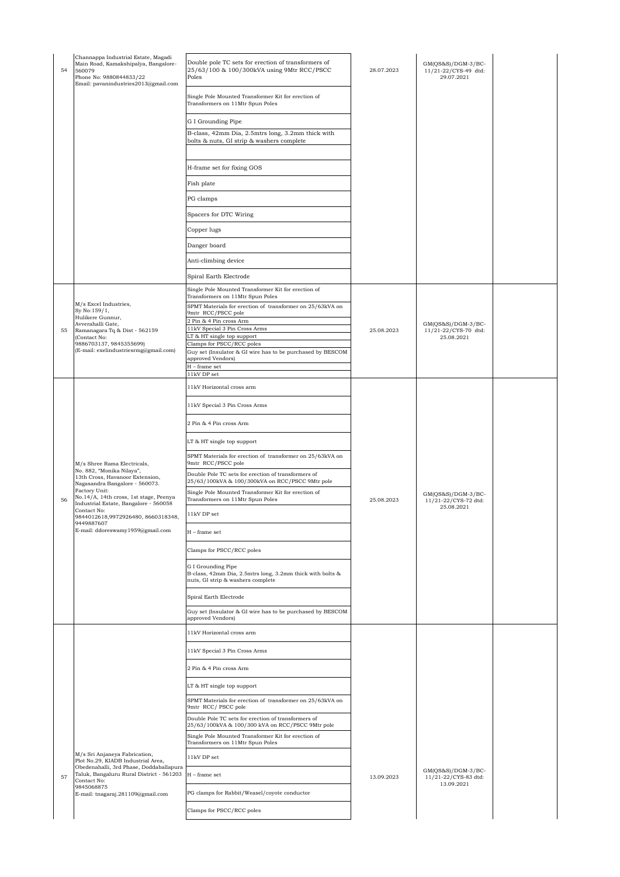| 54 | Channappa Industrial Estate, Magadi Main Road, Kamakshipalya, Bangalore-560079<br>Phone No: 9880844833/22<br>Email: pavanindustries2013@gmail.com | Double pole TC sets for erection of transformers of 25/63/100 & 100/300kVA using 9Mtr RCC/PSCC Poles<br>Single Pole Mounted Transformer Kit for erection of Transformers on 11Mtr Spun Poles<br>G I Grounding Pipe<br>B-class, 42mm Dia, 2.5mtrs long, 3.2mm thick with bolts & nuts, GI strip & washers complete<br>H-frame set for fixing GOS<br>Fish plate<br>PG clamps<br>Spacers for DTC Wiring<br>Copper lugs<br>Danger board<br>Anti-climbing device<br>Spiral Earth Electrode | 28.07.2023 | GM(QS&S)/DGM-3/BC-11/21-22/CYS-49 dtd: 29.07.2021 | |
|---|---|---|---|---|---|
| 55 | M/s Excel Industries,<br>Sy No:159/1,<br>Hulikere Gunnur,<br>Avverahalli Gate,<br>Ramanagara Tq & Dist - 562159<br>(Contact No: 9886703137, 9845355699)<br>(E-mail: exelindustriesrmg@gmail.com) | Single Pole Mounted Transformer Kit for erection of Transformers on 11Mtr Spun Poles<br>SPMT Materials for erection of transformer on 25/63kVA on 9mtr RCC/PSCC pole<br>2 Pin & 4 Pin cross Arm<br>11kV Special 3 Pin Cross Arms<br>LT & HT single top support<br>Clamps for PSCC/RCC poles<br>Guy set (Insulator & GI wire has to be purchased by BESCOM approved Vendors)<br>H – frame set<br>11kV DP set | 25.08.2023 | GM(QS&S)/DGM-3/BC-11/21-22/CYS-70 dtd: 25.08.2021 | |
| 56 | M/s Shree Rama Electricals,<br>No. 882, "Monika Nilaya",<br>13th Cross, Havanoor Extension,<br>Nagasandra Bangalore - 560073.<br>Factory Unit:<br>No.14/A, 14th cross, 1st stage, Peenya Industrial Estate, Bangalore - 560058<br>Contact No:<br>9844012618,9972926480, 8660318348, 9449887607<br>E-mail: ddoreswamy1959@gmail.com | 11kV Horizontal cross arm<br>11kV Special 3 Pin Cross Arms<br>2 Pin & 4 Pin cross Arm<br>LT & HT single top support<br>SPMT Materials for erection of transformer on 25/63kVA on 9mtr RCC/PSCC pole<br>Double Pole TC sets for erection of transformers of 25/63/100kVA & 100/300kVA on RCC/PSCC 9Mtr pole<br>Single Pole Mounted Transformer Kit for erection of Transformers on 11Mtr Spun Poles<br>11kV DP set<br>H – frame set<br>Clamps for PSCC/RCC poles<br>G I Grounding Pipe<br>B-class, 42mm Dia, 2.5mtrs long, 3.2mm thick with bolts & nuts, GI strip & washers complete<br>Spiral Earth Electrode<br>Guy set (Insulator & GI wire has to be purchased by BESCOM approved Vendors) | 25.08.2023 | GM(QS&S)/DGM-3/BC-11/21-22/CYS-72 dtd: 25.08.2021 | |
| 57 | M/s Sri Anjaneya Fabrication,<br>Plot No.29, KIADB Industrial Area,<br>Obedenahalli, 3rd Phase, Doddaballapura Taluk, Bangaluru Rural District - 561203<br>Contact No:<br>9845068875<br>E-mail: tnagaraj.281109@gmail.com | 11kV Horizontal cross arm<br>11kV Special 3 Pin Cross Arms<br>2 Pin & 4 Pin cross Arm<br>LT & HT single top support<br>SPMT Materials for erection of transformer on 25/63kVA on 9mtr RCC/ PSCC pole<br>Double Pole TC sets for erection of transformers of 25/63/100kVA & 100/300 kVA on RCC/PSCC 9Mtr pole<br>Single Pole Mounted Transformer Kit for erection of Transformers on 11Mtr Spun Poles<br>11kV DP set<br>H – frame set<br>PG clamps for Rabbit/Weasel/coyote conductor<br>Clamps for PSCC/RCC poles | 13.09.2023 | GM(QS&S)/DGM-3/BC-11/21-22/CYS-83 dtd: 13.09.2021 | |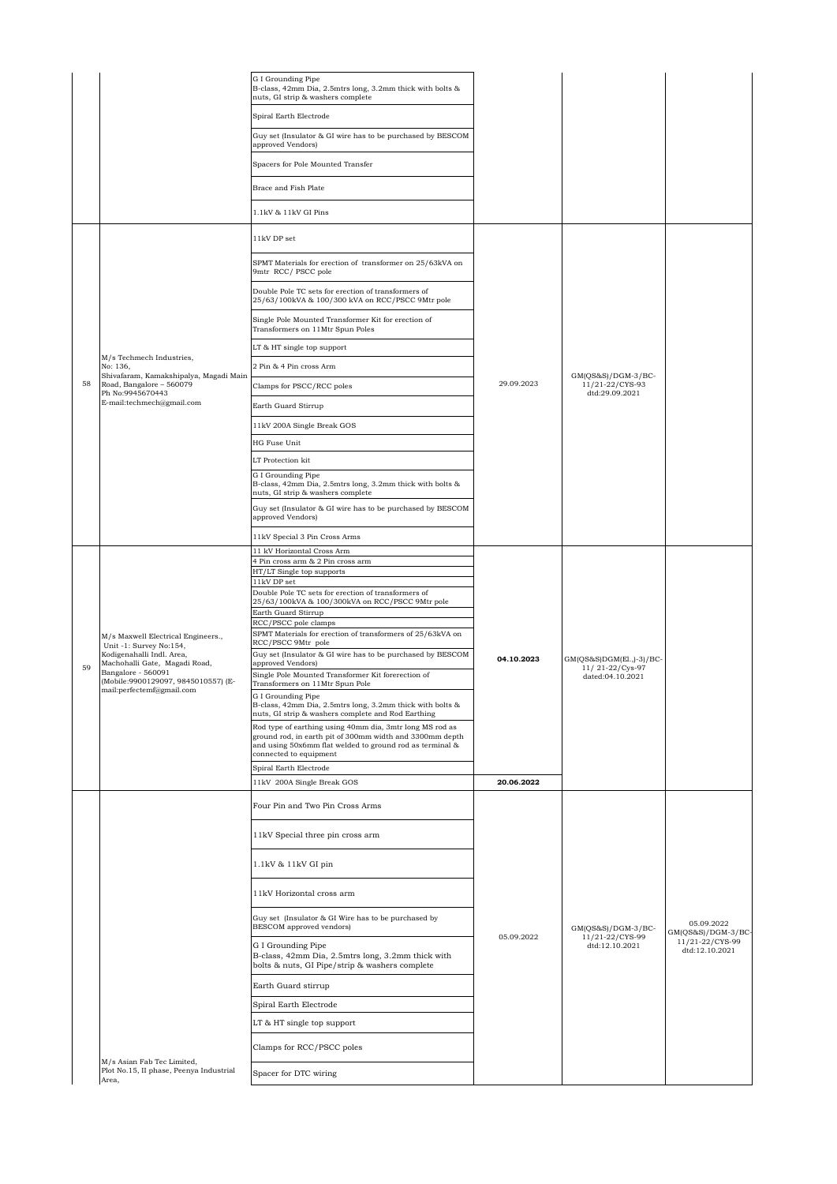| | | | | | |
|---|---|---|---|---|---|
| | | G I Grounding Pipe<br>B-class, 42mm Dia, 2.5mtrs long, 3.2mm thick with bolts & nuts, GI strip & washers complete | | | |
| | | Spiral Earth Electrode | | | |
| | | Guy set (Insulator & GI wire has to be purchased by BESCOM approved Vendors) | | | |
| | | Spacers for Pole Mounted Transfer | | | |
| | | Brace and Fish Plate | | | |
| | | 1.1kV & 11kV GI Pins | | | |
| 58 | M/s Techmech Industries,<br>No: 136,<br>Shivafaram, Kamakshipalya, Magadi Main Road, Bangalore – 560079<br>Ph No:9945670443<br>E-mail:techmech@gmail.com | 11kV DP set | 29.09.2023 | GM(QS&S)/DGM-3/BC-11/21-22/CYS-93 dtd:29.09.2021 | |
| | | SPMT Materials for erection of transformer on 25/63kVA on 9mtr RCC/ PSCC pole | | | |
| | | Double Pole TC sets for erection of transformers of 25/63/100kVA & 100/300 kVA on RCC/PSCC 9Mtr pole | | | |
| | | Single Pole Mounted Transformer Kit for erection of Transformers on 11Mtr Spun Poles | | | |
| | | LT & HT single top support | | | |
| | | 2 Pin & 4 Pin cross Arm | | | |
| | | Clamps for PSCC/RCC poles | | | |
| | | Earth Guard Stirrup | | | |
| | | 11kV 200A Single Break GOS | | | |
| | | HG Fuse Unit | | | |
| | | LT Protection kit | | | |
| | | G I Grounding Pipe<br>B-class, 42mm Dia, 2.5mtrs long, 3.2mm thick with bolts & nuts, GI strip & washers complete | | | |
| | | Guy set (Insulator & GI wire has to be purchased by BESCOM approved Vendors) | | | |
| | | 11kV Special 3 Pin Cross Arms | | | |
| 59 | M/s Maxwell Electrical Engineers.,<br>Unit -1: Survey No:154,<br>Kodigenahalli Indl. Area,<br>Machohalli Gate, Magadi Road,<br>Bangalore - 560091<br>(Mobile:9900129097, 9845010557) (E-mail:perfectemf@gmail.com | 11 kV Horizontal Cross Arm | **04.10.2023** | GM(QS&S)DGM(El.,)-3)/BC-11/ 21-22/Cys-97 dated:04.10.2021 | |
| | | 4 Pin cross arm & 2 Pin cross arm | | | |
| | | HT/LT Single top supports | | | |
| | | 11kV DP set | | | |
| | | Double Pole TC sets for erection of transformers of 25/63/100kVA & 100/300kVA on RCC/PSCC 9Mtr pole | | | |
| | | Earth Guard Stirrup | | | |
| | | RCC/PSCC pole clamps | | | |
| | | SPMT Materials for erection of transformers of 25/63kVA on RCC/PSCC 9Mtr pole | | | |
| | | Guy set (Insulator & GI wire has to be purchased by BESCOM approved Vendors) | | | |
| | | Single Pole Mounted Transformer Kit forerection of Transformers on 11Mtr Spun Pole | | | |
| | | G I Grounding Pipe<br>B-class, 42mm Dia, 2.5mtrs long, 3.2mm thick with bolts & nuts, GI strip & washers complete and Rod Earthing | | | |
| | | Rod type of earthing using 40mm dia, 3mtr long MS rod as ground rod, in earth pit of 300mm width and 3300mm depth and using 50x6mm flat welded to ground rod as terminal & connected to equipment | | | |
| | | Spiral Earth Electrode | | | |
| | | 11kV 200A Single Break GOS | **20.06.2022** | | |
| | M/s Asian Fab Tec Limited,<br>Plot No.15, II phase, Peenya Industrial Area, | Four Pin and Two Pin Cross Arms | 05.09.2022 | GM(QS&S)/DGM-3/BC-11/21-22/CYS-99 dtd:12.10.2021 | 05.09.2022<br>GM(QS&S)/DGM-3/BC-11/21-22/CYS-99 dtd:12.10.2021 |
| | | 11kV Special three pin cross arm | | | |
| | | 1.1kV & 11kV GI pin | | | |
| | | 11kV Horizontal cross arm | | | |
| | | Guy set (Insulator & GI Wire has to be purchased by BESCOM approved vendors) | | | |
| | | G I Grounding Pipe<br>B-class, 42mm Dia, 2.5mtrs long, 3.2mm thick with bolts & nuts, GI Pipe/strip & washers complete | | | |
| | | Earth Guard stirrup | | | |
| | | Spiral Earth Electrode | | | |
| | | LT & HT single top support | | | |
| | | Clamps for RCC/PSCC poles | | | |
| | | Spacer for DTC wiring | | | |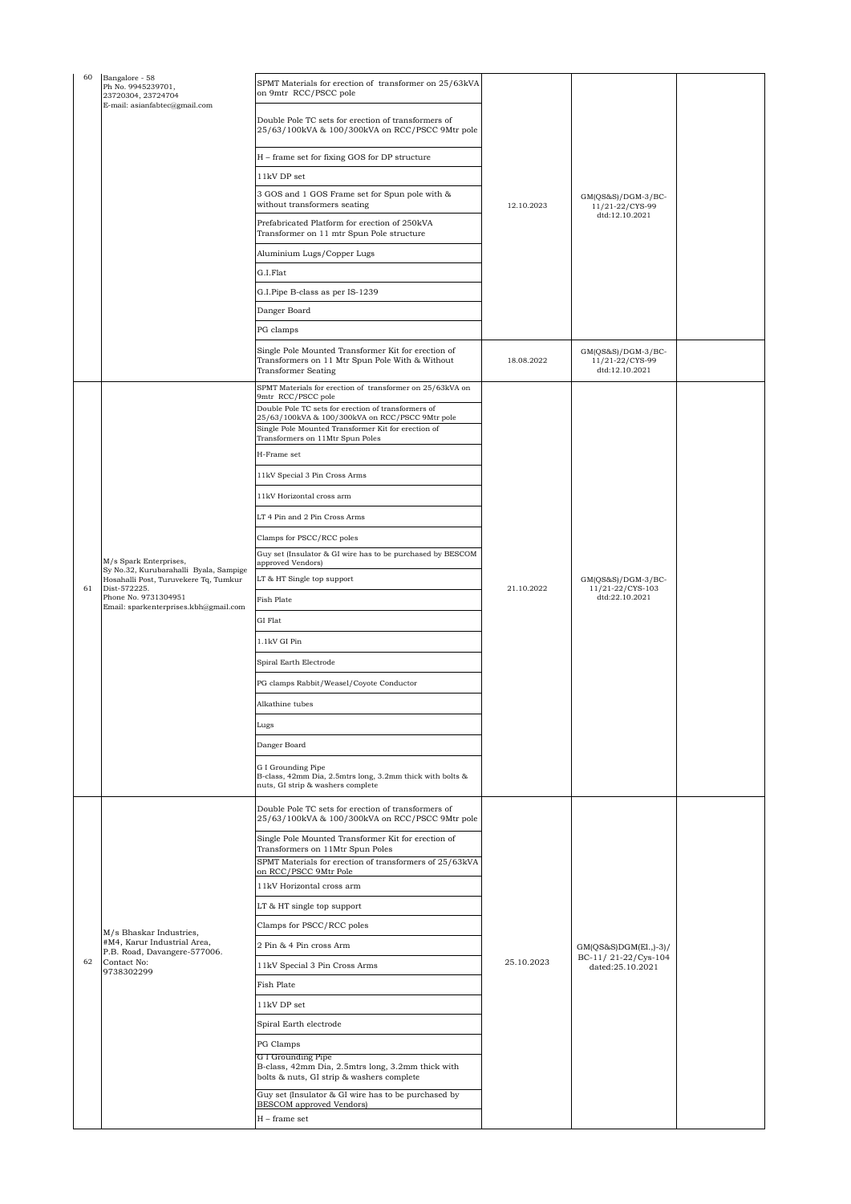| 60 | Bangalore - 58<br>Ph No. 9945239701, 23720304, 23724704<br>E-mail: asianfabtec@gmail.com | SPMT Materials for erection of transformer on 25/63kVA on 9mtr RCC/PSCC pole | 12.10.2023 | GM(QS&S)/DGM-3/BC-11/21-22/CYS-99 dtd:12.10.2021 | |
|---|---|---|---|---|---|
| | | Double Pole TC sets for erection of transformers of 25/63/100kVA & 100/300kVA on RCC/PSCC 9Mtr pole | | | |
| | | H – frame set for fixing GOS for DP structure | | | |
| | | 11kV DP set | | | |
| | | 3 GOS and 1 GOS Frame set for Spun pole with & without transformers seating | | | |
| | | Prefabricated Platform for erection of 250kVA Transformer on 11 mtr Spun Pole structure | | | |
| | | Aluminium Lugs/Copper Lugs | | | |
| | | G.I.Flat | | | |
| | | G.I.Pipe B-class as per IS-1239 | | | |
| | | Danger Board | | | |
| | | PG clamps | | | |
| | | Single Pole Mounted Transformer Kit for erection of Transformers on 11 Mtr Spun Pole With & Without Transformer Seating | 18.08.2022 | GM(QS&S)/DGM-3/BC-11/21-22/CYS-99 dtd:12.10.2021 | |
| 61 | M/s Spark Enterprises,<br>Sy No.32, Kurubarahalli Byala, Sampige Hosahalli Post, Turuvekere Tq, Tumkur Dist-572225.<br>Phone No. 9731304951<br>Email: sparkenterprises.kbh@gmail.com | SPMT Materials for erection of transformer on 25/63kVA on 9mtr RCC/PSCC pole | 21.10.2022 | GM(QS&S)/DGM-3/BC-11/21-22/CYS-103 dtd:22.10.2021 | |
| | | Double Pole TC sets for erection of transformers of 25/63/100kVA & 100/300kVA on RCC/PSCC 9Mtr pole | | | |
| | | Single Pole Mounted Transformer Kit for erection of Transformers on 11Mtr Spun Poles | | | |
| | | H-Frame set | | | |
| | | 11kV Special 3 Pin Cross Arms | | | |
| | | 11kV Horizontal cross arm | | | |
| | | LT 4 Pin and 2 Pin Cross Arms | | | |
| | | Clamps for PSCC/RCC poles | | | |
| | | Guy set (Insulator & GI wire has to be purchased by BESCOM approved Vendors) | | | |
| | | LT & HT Single top support | | | |
| | | Fish Plate | | | |
| | | GI Flat | | | |
| | | 1.1kV GI Pin | | | |
| | | Spiral Earth Electrode | | | |
| | | PG clamps Rabbit/Weasel/Coyote Conductor | | | |
| | | Alkathine tubes | | | |
| | | Lugs | | | |
| | | Danger Board | | | |
| | | G I Grounding Pipe<br>B-class, 42mm Dia, 2.5mtrs long, 3.2mm thick with bolts & nuts, GI strip & washers complete | | | |
| 62 | M/s Bhaskar Industries,<br>#M4, Karur Industrial Area, P.B. Road, Davangere-577006.<br>Contact No: 9738302299 | Double Pole TC sets for erection of transformers of 25/63/100kVA & 100/300kVA on RCC/PSCC 9Mtr pole | 25.10.2023 | GM(QS&S)DGM(El.,)-3)/ BC-11/ 21-22/Cys-104 dated:25.10.2021 | |
| | | Single Pole Mounted Transformer Kit for erection of Transformers on 11Mtr Spun Poles | | | |
| | | SPMT Materials for erection of transformers of 25/63kVA on RCC/PSCC 9Mtr Pole | | | |
| | | 11kV Horizontal cross arm | | | |
| | | LT & HT single top support | | | |
| | | Clamps for PSCC/RCC poles | | | |
| | | 2 Pin & 4 Pin cross Arm | | | |
| | | 11kV Special 3 Pin Cross Arms | | | |
| | | Fish Plate | | | |
| | | 11kV DP set | | | |
| | | Spiral Earth electrode | | | |
| | | PG Clamps | | | |
| | | G I Grounding Pipe<br>B-class, 42mm Dia, 2.5mtrs long, 3.2mm thick with bolts & nuts, GI strip & washers complete | | | |
| | | Guy set (Insulator & GI wire has to be purchased by BESCOM approved Vendors) | | | |
| | | H – frame set | | | |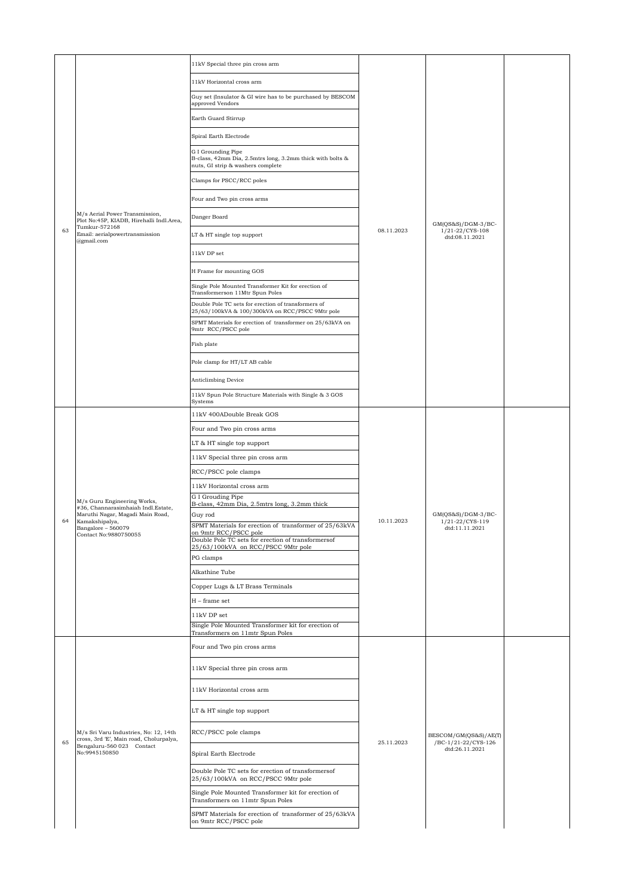| | | | | | |
|---|---|---|---|---|---|
| 63 | M/s Aerial Power Transmission, Plot No:45P, KIADB, Hirehalli Indl.Area, Tumkur-572168 Email: aerialpowertransmission @gmail.com | 11kV Special three pin cross arm<br>11kV Horizontal cross arm<br>Guy set (Insulator & GI wire has to be purchased by BESCOM approved Vendors<br>Earth Guard Stirrup<br>Spiral Earth Electrode<br>G I Grounding Pipe B-class, 42mm Dia, 2.5mtrs long, 3.2mm thick with bolts & nuts, GI strip & washers complete<br>Clamps for PSCC/RCC poles<br>Four and Two pin cross arms<br>Danger Board<br>LT & HT single top support<br>11kV DP set<br>H Frame for mounting GOS<br>Single Pole Mounted Transformer Kit for erection of Transformerson 11Mtr Spun Poles<br>Double Pole TC sets for erection of transformers of 25/63/100kVA & 100/300kVA on RCC/PSCC 9Mtr pole<br>SPMT Materials for erection of transformer on 25/63kVA on 9mtr RCC/PSCC pole<br>Fish plate<br>Pole clamp for HT/LT AB cable<br>Anticlimbing Device<br>11kV Spun Pole Structure Materials with Single & 3 GOS Systems | 08.11.2023 | GM(QS&S)/DGM-3/BC-1/21-22/CYS-108 dtd:08.11.2021 | |
| 64 | M/s Guru Engineering Works, #36, Channarasimhaiah Indl.Estate, Maruthi Nagar, Magadi Main Road, Kamakshipalya, Bangalore – 560079 Contact No:9880750055 | 11kV 400ADouble Break GOS<br>Four and Two pin cross arms<br>LT & HT single top support<br>11kV Special three pin cross arm<br>RCC/PSCC pole clamps<br>11kV Horizontal cross arm<br>G I Grouding Pipe B-class, 42mm Dia, 2.5mtrs long, 3.2mm thick<br>Guy rod<br>SPMT Materials for erection of transformer of 25/63kVA on 9mtr RCC/PSCC pole<br>Double Pole TC sets for erection of transformersof 25/63/100kVA on RCC/PSCC 9Mtr pole<br>PG clamps<br>Alkathine Tube<br>Copper Lugs & LT Brass Terminals<br>H – frame set<br>11kV DP set<br>Single Pole Mounted Transformer kit for erection of Transformers on 11mtr Spun Poles | 10.11.2023 | GM(QS&S)/DGM-3/BC-1/21-22/CYS-119 dtd:11.11.2021 | |
| 65 | M/s Sri Varu Industries, No: 12, 14th cross, 3rd 'E', Main road, Cholurpalya, Bengaluru-560 023 Contact No:9945150850 | Four and Two pin cross arms<br>11kV Special three pin cross arm<br>11kV Horizontal cross arm<br>LT & HT single top support<br>RCC/PSCC pole clamps<br>Spiral Earth Electrode<br>Double Pole TC sets for erection of transformersof 25/63/100kVA on RCC/PSCC 9Mtr pole<br>Single Pole Mounted Transformer kit for erection of Transformers on 11mtr Spun Poles<br>SPMT Materials for erection of transformer of 25/63kVA on 9mtr RCC/PSCC pole | 25.11.2023 | BESCOM/GM(QS&S)/AE(T) /BC-1/21-22/CYS-126 dtd:26.11.2021 | |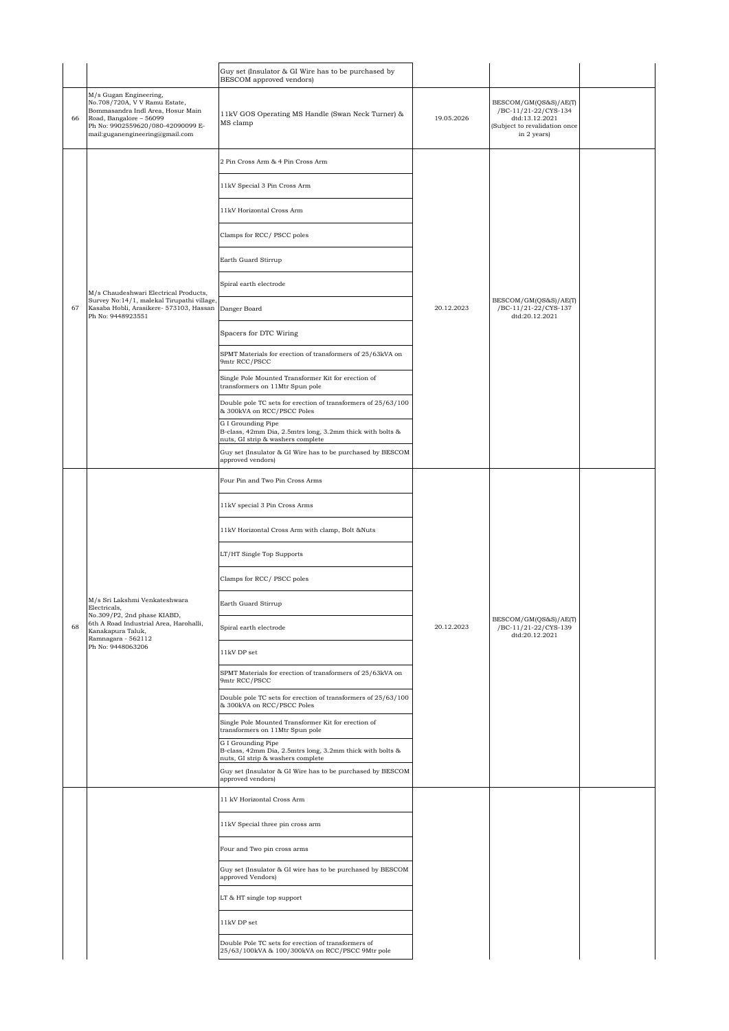| | | | | | |
|---|---|---|---|---|---|
| | | Guy set (Insulator & GI Wire has to be purchased by BESCOM approved vendors) | | | |
| 66 | M/s Gugan Engineering, No.708/720A, V V Ramu Estate, Bommasandra Indl Area, Hosur Main Road, Bangalore – 56099 Ph No: 9902559620/080-42090099 E-mail:guganengineering@gmail.com | 11kV GOS Operating MS Handle (Swan Neck Turner) & MS clamp | 19.05.2026 | BESCOM/GM(QS&S)/AE(T) /BC-11/21-22/CYS-134 dtd:13.12.2021 (Subject to revalidation once in 2 years) | |
| 67 | M/s Chaudeshwari Electrical Products, Survey No:14/1, malekal Tirupathi village, Kasaba Hobli, Arasikere- 573103, Hassan Ph No: 9448923551 | 2 Pin Cross Arm & 4 Pin Cross Arm | 20.12.2023 | BESCOM/GM(QS&S)/AE(T) /BC-11/21-22/CYS-137 dtd:20.12.2021 | |
| | | 11kV Special 3 Pin Cross Arm | | | |
| | | 11kV Horizontal Cross Arm | | | |
| | | Clamps for RCC/ PSCC poles | | | |
| | | Earth Guard Stirrup | | | |
| | | Spiral earth electrode | | | |
| | | Danger Board | | | |
| | | Spacers for DTC Wiring | | | |
| | | SPMT Materials for erection of transformers of 25/63kVA on 9mtr RCC/PSCC | | | |
| | | Single Pole Mounted Transformer Kit for erection of transformers on 11Mtr Spun pole | | | |
| | | Double pole TC sets for erection of transformers of 25/63/100 & 300kVA on RCC/PSCC Poles | | | |
| | | G I Grounding Pipe B-class, 42mm Dia, 2.5mtrs long, 3.2mm thick with bolts & nuts, GI strip & washers complete | | | |
| | | Guy set (Insulator & GI Wire has to be purchased by BESCOM approved vendors) | | | |
| 68 | M/s Sri Lakshmi Venkateshwara Electricals, No.309/P2, 2nd phase KIABD, 6th A Road Industrial Area, Harohalli, Kanakapura Taluk, Ramnagara - 562112 Ph No: 9448063206 | Four Pin and Two Pin Cross Arms | 20.12.2023 | BESCOM/GM(QS&S)/AE(T) /BC-11/21-22/CYS-139 dtd:20.12.2021 | |
| | | 11kV special 3 Pin Cross Arms | | | |
| | | 11kV Horizontal Cross Arm with clamp, Bolt &Nuts | | | |
| | | LT/HT Single Top Supports | | | |
| | | Clamps for RCC/ PSCC poles | | | |
| | | Earth Guard Stirrup | | | |
| | | Spiral earth electrode | | | |
| | | 11kV DP set | | | |
| | | SPMT Materials for erection of transformers of 25/63kVA on 9mtr RCC/PSCC | | | |
| | | Double pole TC sets for erection of transformers of 25/63/100 & 300kVA on RCC/PSCC Poles | | | |
| | | Single Pole Mounted Transformer Kit for erection of transformers on 11Mtr Spun pole | | | |
| | | G I Grounding Pipe B-class, 42mm Dia, 2.5mtrs long, 3.2mm thick with bolts & nuts, GI strip & washers complete | | | |
| | | Guy set (Insulator & GI Wire has to be purchased by BESCOM approved vendors) | | | |
| | | 11 kV Horizontal Cross Arm | | | |
| | | 11kV Special three pin cross arm | | | |
| | | Four and Two pin cross arms | | | |
| | | Guy set (Insulator & GI wire has to be purchased by BESCOM approved Vendors) | | | |
| | | LT & HT single top support | | | |
| | | 11kV DP set | | | |
| | | Double Pole TC sets for erection of transformers of 25/63/100kVA & 100/300kVA on RCC/PSCC 9Mtr pole | | | |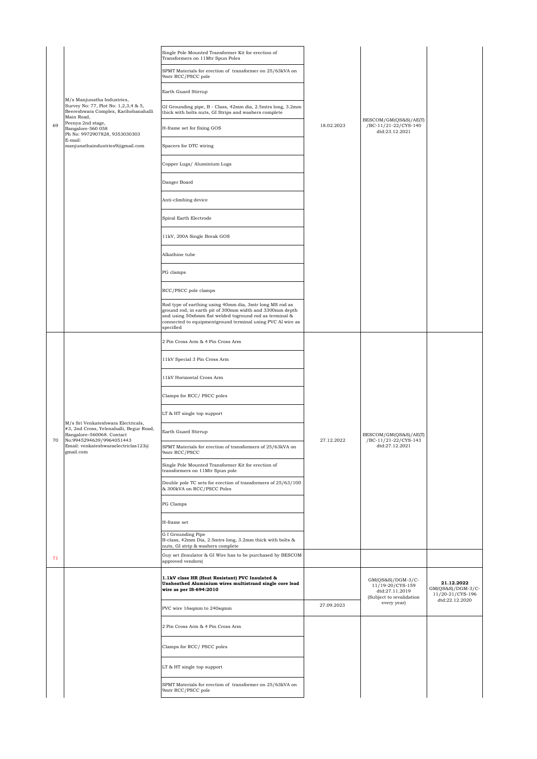| | | | | | |
|---|---|---|---|---|---|
| 69 | M/s Manjunatha Industries, Survey No: 77, Plot No: 1,2,3,4 & 5, Beereshwara Complex, Karihobanahalli Main Road, Peenya 2nd stage, Bangalore-560 058 Ph No: 9972907828, 9353030303 E-mail: manjunathaindustries9@gmail.com | Single Pole Mounted Transformer Kit for erection of Transformers on 11Mtr Spun Poles | 18.02.2023 | BESCOM/GM(QS&S)/AE(T) /BC-11/21-22/CYS-140 dtd:23.12.2021 | |
| | | SPMT Materials for erection of transformer on 25/63kVA on 9mtr RCC/PSCC pole | | | |
| | | Earth Guard Stirrup | | | |
| | | GI Grounding pipe, B - Class, 42mm dia, 2.5mtrs long, 3.2mm thick with bolts nuts, GI Strips and washers complete | | | |
| | | H-frame set for fixing GOS | | | |
| | | Spacers for DTC wiring | | | |
| | | Copper Lugs/ Aluminium Lugs | | | |
| | | Danger Board | | | |
| | | Anti-climbing device | | | |
| | | Spiral Earth Electrode | | | |
| | | 11kV, 200A Single Break GOS | | | |
| | | Alkathine tube | | | |
| | | PG clamps | | | |
| | | RCC/PSCC pole clamps | | | |
| | | Rod type of earthing using 40mm dia, 3mtr long MS rod as ground rod, in earth pit of 300mm width and 3300mm depth and using 50x6mm flat welded toground rod as terminal & connected to equipmentground terminal using PVC Al wire as specified | | | |
| 70 | M/s Sri Venkateshwara Electricals, #3, 2nd Cross, Yelenahalli, Begur Road, Bangalore–560068. Contact No:9945294639/9964051443 Email: venkateshwaraelectriclas123@ gmail.com | 2 Pin Cross Arm & 4 Pin Cross Arm | 27.12.2022 | BESCOM/GM(QS&S)/AE(T) /BC-11/21-22/CYS-143 dtd:27.12.2021 | |
| | | 11kV Special 3 Pin Cross Arm | | | |
| | | 11kV Horizontal Cross Arm | | | |
| | | Clamps for RCC/ PSCC poles | | | |
| | | LT & HT single top support | | | |
| | | Earth Guard Stirrup | | | |
| | | SPMT Materials for erection of transformers of 25/63kVA on 9mtr RCC/PSCC | | | |
| | | Single Pole Mounted Transformer Kit for erection of transformers on 11Mtr Spun pole | | | |
| | | Double pole TC sets for erection of transformers of 25/63/100 & 300kVA on RCC/PSCC Poles | | | |
| | | PG Clamps | | | |
| | | H-frame set | | | |
| | | G I Grounding Pipe B-class, 42mm Dia, 2.5mtrs long, 3.2mm thick with bolts & nuts, GI strip & washers complete | | | |
| | | Guy set (Insulator & GI Wire has to be purchased by BESCOM approved vendors) | | | |
| 71 | | **1.1kV class HR (Heat Resistant) PVC Insulated & Unsheathed Aluminium wires multistrand single core lead wire as per IS-694:2010** | 27.09.2023 | GM(QS&S)/DGM-3/C-11/19-20/CYS-159 dtd:27.11.2019 (Subject to revalidation every year) | **21.12.2022** GM(QS&S)/DGM-3/C-11/20-21/CYS-196 dtd:22.12.2020 |
| | | PVC wire 16sqmm to 240sqmm | | | |
| | | 2 Pin Cross Arm & 4 Pin Cross Arm | | | |
| | | Clamps for RCC/ PSCC poles | | | |
| | | LT & HT single top support | | | |
| | | SPMT Materials for erection of transformer on 25/63kVA on 9mtr RCC/PSCC pole | | | |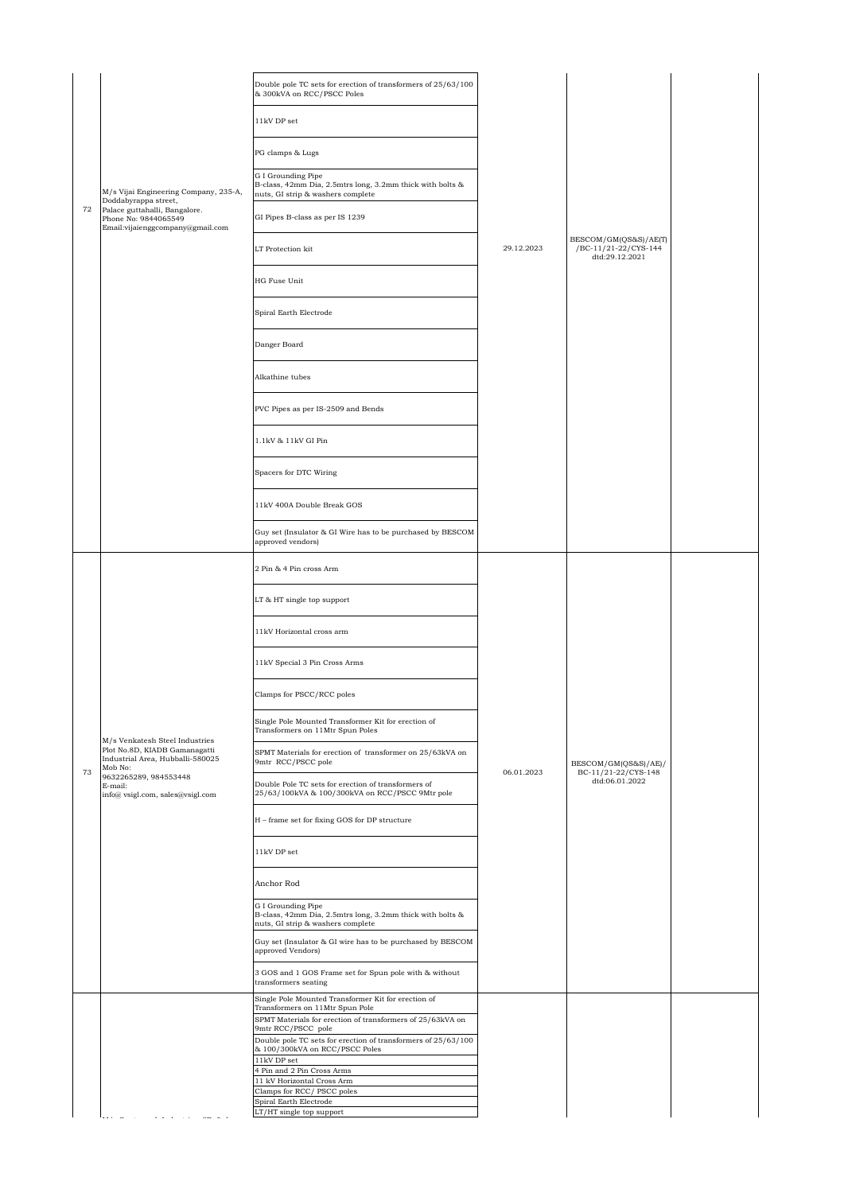| | | | | | | |
|---|---|---|---|---|---|---|
| 72 | M/s Vijai Engineering Company, 235-A, Doddabyrappa street, Palace guttahalli, Bangalore. Phone No: 9844065549 Email:vijaienggcompany@gmail.com | Double pole TC sets for erection of transformers of 25/63/100 & 300kVA on RCC/PSCC Poles<br>11kV DP set<br>PG clamps & Lugs<br>G I Grounding Pipe B-class, 42mm Dia, 2.5mtrs long, 3.2mm thick with bolts & nuts, GI strip & washers complete<br>GI Pipes B-class as per IS 1239<br>LT Protection kit<br>HG Fuse Unit<br>Spiral Earth Electrode<br>Danger Board<br>Alkathine tubes<br>PVC Pipes as per IS-2509 and Bends<br>1.1kV & 11kV GI Pin<br>Spacers for DTC Wiring<br>11kV 400A Double Break GOS<br>Guy set (Insulator & GI Wire has to be purchased by BESCOM approved vendors) | 29.12.2023 | BESCOM/GM(QS&S)/AE(T)/BC-11/21-22/CYS-144 dtd:29.12.2021 | | |
| 73 | M/s Venkatesh Steel Industries Plot No.8D, KIADB Gamanagatti Industrial Area, Hubballi-580025 Mob No: 9632265289, 984553448 E-mail: info@ vsigl.com, sales@vsigl.com | 2 Pin & 4 Pin cross Arm<br>LT & HT single top support<br>11kV Horizontal cross arm<br>11kV Special 3 Pin Cross Arms<br>Clamps for PSCC/RCC poles<br>Single Pole Mounted Transformer Kit for erection of Transformers on 11Mtr Spun Poles<br>SPMT Materials for erection of transformer on 25/63kVA on 9mtr RCC/PSCC pole<br>Double Pole TC sets for erection of transformers of 25/63/100kVA & 100/300kVA on RCC/PSCC 9Mtr pole<br>H – frame set for fixing GOS for DP structure<br>11kV DP set<br>Anchor Rod<br>G I Grounding Pipe B-class, 42mm Dia, 2.5mtrs long, 3.2mm thick with bolts & nuts, GI strip & washers complete<br>Guy set (Insulator & GI wire has to be purchased by BESCOM approved Vendors)<br>3 GOS and 1 GOS Frame set for Spun pole with & without transformers seating | 06.01.2023 | BESCOM/GM(QS&S)/AE)/ BC-11/21-22/CYS-148 dtd:06.01.2022 | | |
| | | Single Pole Mounted Transformer Kit for erection of Transformers on 11Mtr Spun Pole<br>SPMT Materials for erection of transformers of 25/63kVA on 9mtr RCC/PSCC pole<br>Double pole TC sets for erection of transformers of 25/63/100 & 100/300kVA on RCC/PSCC Poles<br>11kV DP set<br>4 Pin and 2 Pin Cross Arms<br>11 kV Horizontal Cross Arm<br>Clamps for RCC/ PSCC poles<br>Spiral Earth Electrode<br>LT/HT single top support | | | | |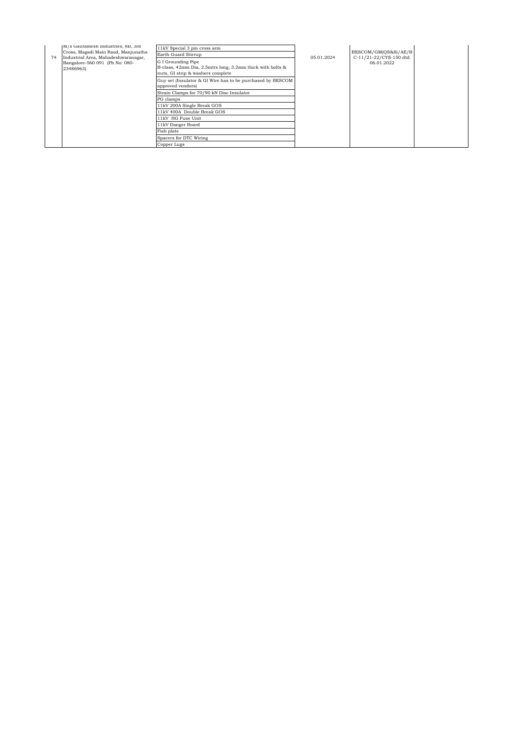| | | | | | |
|---|---|---|---|---|---|
| 74 | M/s Gautamesh Industries, 8B, 3rd Cross, Magadi Main Raod, Manjunatha Industrial Area, Mahadeshwaranagar, Bangalore-560 091 (Ph No: 080-23486963) | 11kV Special 3 pin cross arm | 05.01.2024 | BESCOM/GM(QS&S)/AE/BC-11/21-22/CYS-150 dtd: 06.01.2022 | |
| | | Earth Guard Stirrup | | | |
| | | G I Grounding Pipe<br>B-class, 42mm Dia, 2.5mtrs long, 3.2mm thick with bolts & nuts, GI strip & washers complete | | | |
| | | Guy set (Insulator & GI Wire has to be purchased by BESCOM approved vendors) | | | |
| | | Strain Clamps for 70/90 kN Disc Insulator | | | |
| | | PG clamps | | | |
| | | 11kV 200A Single Break GOS | | | |
| | | 11kV 400A Double Break GOS | | | |
| | | 11kV HG Fuse Unit | | | |
| | | 11kV Danger Board | | | |
| | | Fish plate | | | |
| | | Spacers for DTC Wiring | | | |
| | | Copper Lugs | | | |